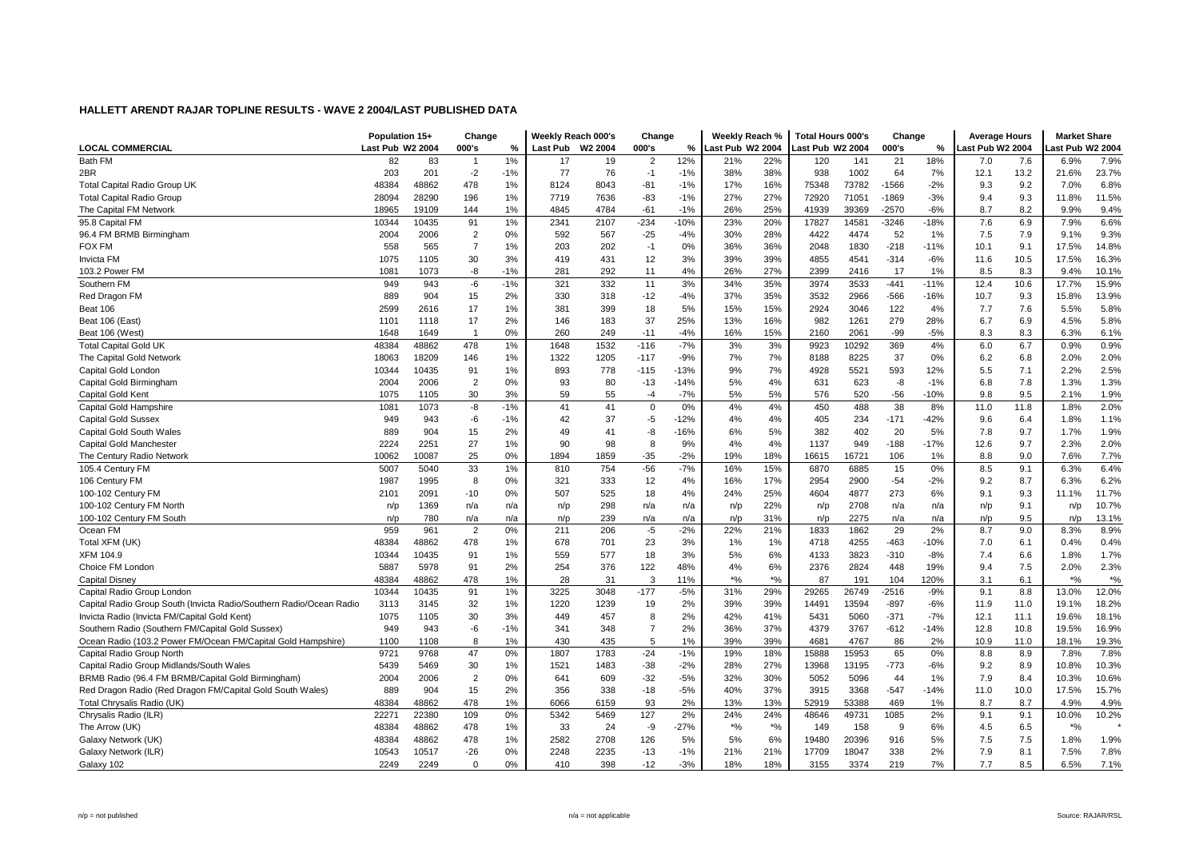# HALLETT ARENDT RAJAR TOPLINE RESULTS - WAVE 2 2004/LAST PUBLISHED DATA

| | Population 15+ | | Change | | Weekly Reach 000's | | Change | | Weekly Reach % | | Total Hours 000's | | Change | | Average Hours | | Market Share | |
|---|---|---|---|---|---|---|---|---|---|---|---|---|---|---|---|---|---|---|
| **LOCAL COMMERCIAL** | Last Pub | W2 2004 | 000's | % | Last Pub | W2 2004 | 000's | % | Last Pub | W2 2004 | Last Pub | W2 2004 | 000's | % | Last Pub | W2 2004 | Last Pub | W2 2004 |
| Bath FM | 82 | 83 | 1 | 1% | 17 | 19 | 2 | 12% | 21% | 22% | 120 | 141 | 21 | 18% | 7.0 | 7.6 | 6.9% | 7.9% |
| 2BR | 203 | 201 | -2 | -1% | 77 | 76 | -1 | -1% | 38% | 38% | 938 | 1002 | 64 | 7% | 12.1 | 13.2 | 21.6% | 23.7% |
| Total Capital Radio Group UK | 48384 | 48862 | 478 | 1% | 8124 | 8043 | -81 | -1% | 17% | 16% | 75348 | 73782 | -1566 | -2% | 9.3 | 9.2 | 7.0% | 6.8% |
| Total Capital Radio Group | 28094 | 28290 | 196 | 1% | 7719 | 7636 | -83 | -1% | 27% | 27% | 72920 | 71051 | -1869 | -3% | 9.4 | 9.3 | 11.8% | 11.5% |
| The Capital FM Network | 18965 | 19109 | 144 | 1% | 4845 | 4784 | -61 | -1% | 26% | 25% | 41939 | 39369 | -2570 | -6% | 8.7 | 8.2 | 9.9% | 9.4% |
| 95.8 Capital FM | 10344 | 10435 | 91 | 1% | 2341 | 2107 | -234 | -10% | 23% | 20% | 17827 | 14581 | -3246 | -18% | 7.6 | 6.9 | 7.9% | 6.6% |
| 96.4 FM BRMB Birmingham | 2004 | 2006 | 2 | 0% | 592 | 567 | -25 | -4% | 30% | 28% | 4422 | 4474 | 52 | 1% | 7.5 | 7.9 | 9.1% | 9.3% |
| FOX FM | 558 | 565 | 7 | 1% | 203 | 202 | -1 | 0% | 36% | 36% | 2048 | 1830 | -218 | -11% | 10.1 | 9.1 | 17.5% | 14.8% |
| Invicta FM | 1075 | 1105 | 30 | 3% | 419 | 431 | 12 | 3% | 39% | 39% | 4855 | 4541 | -314 | -6% | 11.6 | 10.5 | 17.5% | 16.3% |
| 103.2 Power FM | 1081 | 1073 | -8 | -1% | 281 | 292 | 11 | 4% | 26% | 27% | 2399 | 2416 | 17 | 1% | 8.5 | 8.3 | 9.4% | 10.1% |
| Southern FM | 949 | 943 | -6 | -1% | 321 | 332 | 11 | 3% | 34% | 35% | 3974 | 3533 | -441 | -11% | 12.4 | 10.6 | 17.7% | 15.9% |
| Red Dragon FM | 889 | 904 | 15 | 2% | 330 | 318 | -12 | -4% | 37% | 35% | 3532 | 2966 | -566 | -16% | 10.7 | 9.3 | 15.8% | 13.9% |
| Beat 106 | 2599 | 2616 | 17 | 1% | 381 | 399 | 18 | 5% | 15% | 15% | 2924 | 3046 | 122 | 4% | 7.7 | 7.6 | 5.5% | 5.8% |
| Beat 106 (East) | 1101 | 1118 | 17 | 2% | 146 | 183 | 37 | 25% | 13% | 16% | 982 | 1261 | 279 | 28% | 6.7 | 6.9 | 4.5% | 5.8% |
| Beat 106 (West) | 1648 | 1649 | 1 | 0% | 260 | 249 | -11 | -4% | 16% | 15% | 2160 | 2061 | -99 | -5% | 8.3 | 8.3 | 6.3% | 6.1% |
| Total Capital Gold UK | 48384 | 48862 | 478 | 1% | 1648 | 1532 | -116 | -7% | 3% | 3% | 9923 | 10292 | 369 | 4% | 6.0 | 6.7 | 0.9% | 0.9% |
| The Capital Gold Network | 18063 | 18209 | 146 | 1% | 1322 | 1205 | -117 | -9% | 7% | 7% | 8188 | 8225 | 37 | 0% | 6.2 | 6.8 | 2.0% | 2.0% |
| Capital Gold London | 10344 | 10435 | 91 | 1% | 893 | 778 | -115 | -13% | 9% | 7% | 4928 | 5521 | 593 | 12% | 5.5 | 7.1 | 2.2% | 2.5% |
| Capital Gold Birmingham | 2004 | 2006 | 2 | 0% | 93 | 80 | -13 | -14% | 5% | 4% | 631 | 623 | -8 | -1% | 6.8 | 7.8 | 1.3% | 1.3% |
| Capital Gold Kent | 1075 | 1105 | 30 | 3% | 59 | 55 | -4 | -7% | 5% | 5% | 576 | 520 | -56 | -10% | 9.8 | 9.5 | 2.1% | 1.9% |
| Capital Gold Hampshire | 1081 | 1073 | -8 | -1% | 41 | 41 | 0 | 0% | 4% | 4% | 450 | 488 | 38 | 8% | 11.0 | 11.8 | 1.8% | 2.0% |
| Capital Gold Sussex | 949 | 943 | -6 | -1% | 42 | 37 | -5 | -12% | 4% | 4% | 405 | 234 | -171 | -42% | 9.6 | 6.4 | 1.8% | 1.1% |
| Capital Gold South Wales | 889 | 904 | 15 | 2% | 49 | 41 | -8 | -16% | 6% | 5% | 382 | 402 | 20 | 5% | 7.8 | 9.7 | 1.7% | 1.9% |
| Capital Gold Manchester | 2224 | 2251 | 27 | 1% | 90 | 98 | 8 | 9% | 4% | 4% | 1137 | 949 | -188 | -17% | 12.6 | 9.7 | 2.3% | 2.0% |
| The Century Radio Network | 10062 | 10087 | 25 | 0% | 1894 | 1859 | -35 | -2% | 19% | 18% | 16615 | 16721 | 106 | 1% | 8.8 | 9.0 | 7.6% | 7.7% |
| 105.4 Century FM | 5007 | 5040 | 33 | 1% | 810 | 754 | -56 | -7% | 16% | 15% | 6870 | 6885 | 15 | 0% | 8.5 | 9.1 | 6.3% | 6.4% |
| 106 Century FM | 1987 | 1995 | 8 | 0% | 321 | 333 | 12 | 4% | 16% | 17% | 2954 | 2900 | -54 | -2% | 9.2 | 8.7 | 6.3% | 6.2% |
| 100-102 Century FM | 2101 | 2091 | -10 | 0% | 507 | 525 | 18 | 4% | 24% | 25% | 4604 | 4877 | 273 | 6% | 9.1 | 9.3 | 11.1% | 11.7% |
| 100-102 Century FM North | n/p | 1369 | n/a | n/a | n/p | 298 | n/a | n/a | n/p | 22% | n/p | 2708 | n/a | n/a | n/p | 9.1 | n/p | 10.7% |
| 100-102 Century FM South | n/p | 780 | n/a | n/a | n/p | 239 | n/a | n/a | n/p | 31% | n/p | 2275 | n/a | n/a | n/p | 9.5 | n/p | 13.1% |
| Ocean FM | 959 | 961 | 2 | 0% | 211 | 206 | -5 | -2% | 22% | 21% | 1833 | 1862 | 29 | 2% | 8.7 | 9.0 | 8.3% | 8.9% |
| Total XFM (UK) | 48384 | 48862 | 478 | 1% | 678 | 701 | 23 | 3% | 1% | 1% | 4718 | 4255 | -463 | -10% | 7.0 | 6.1 | 0.4% | 0.4% |
| XFM 104.9 | 10344 | 10435 | 91 | 1% | 559 | 577 | 18 | 3% | 5% | 6% | 4133 | 3823 | -310 | -8% | 7.4 | 6.6 | 1.8% | 1.7% |
| Choice FM London | 5887 | 5978 | 91 | 2% | 254 | 376 | 122 | 48% | 4% | 6% | 2376 | 2824 | 448 | 19% | 9.4 | 7.5 | 2.0% | 2.3% |
| Capital Disney | 48384 | 48862 | 478 | 1% | 28 | 31 | 3 | 11% | *% | *% | 87 | 191 | 104 | 120% | 3.1 | 6.1 | *% | *% |
| Capital Radio Group London | 10344 | 10435 | 91 | 1% | 3225 | 3048 | -177 | -5% | 31% | 29% | 29265 | 26749 | -2516 | -9% | 9.1 | 8.8 | 13.0% | 12.0% |
| Capital Radio Group South (Invicta Radio/Southern Radio/Ocean Radio | 3113 | 3145 | 32 | 1% | 1220 | 1239 | 19 | 2% | 39% | 39% | 14491 | 13594 | -897 | -6% | 11.9 | 11.0 | 19.1% | 18.2% |
| Invicta Radio (Invicta FM/Capital Gold Kent) | 1075 | 1105 | 30 | 3% | 449 | 457 | 8 | 2% | 42% | 41% | 5431 | 5060 | -371 | -7% | 12.1 | 11.1 | 19.6% | 18.1% |
| Southern Radio (Southern FM/Capital Gold Sussex) | 949 | 943 | -6 | -1% | 341 | 348 | 7 | 2% | 36% | 37% | 4379 | 3767 | -612 | -14% | 12.8 | 10.8 | 19.5% | 16.9% |
| Ocean Radio (103.2 Power FM/Ocean FM/Capital Gold Hampshire) | 1100 | 1108 | 8 | 1% | 430 | 435 | 5 | 1% | 39% | 39% | 4681 | 4767 | 86 | 2% | 10.9 | 11.0 | 18.1% | 19.3% |
| Capital Radio Group North | 9721 | 9768 | 47 | 0% | 1807 | 1783 | -24 | -1% | 19% | 18% | 15888 | 15953 | 65 | 0% | 8.8 | 8.9 | 7.8% | 7.8% |
| Capital Radio Group Midlands/South Wales | 5439 | 5469 | 30 | 1% | 1521 | 1483 | -38 | -2% | 28% | 27% | 13968 | 13195 | -773 | -6% | 9.2 | 8.9 | 10.8% | 10.3% |
| BRMB Radio (96.4 FM BRMB/Capital Gold Birmingham) | 2004 | 2006 | 2 | 0% | 641 | 609 | -32 | -5% | 32% | 30% | 5052 | 5096 | 44 | 1% | 7.9 | 8.4 | 10.3% | 10.6% |
| Red Dragon Radio (Red Dragon FM/Capital Gold South Wales) | 889 | 904 | 15 | 2% | 356 | 338 | -18 | -5% | 40% | 37% | 3915 | 3368 | -547 | -14% | 11.0 | 10.0 | 17.5% | 15.7% |
| Total Chrysalis Radio (UK) | 48384 | 48862 | 478 | 1% | 6066 | 6159 | 93 | 2% | 13% | 13% | 52919 | 53388 | 469 | 1% | 8.7 | 8.7 | 4.9% | 4.9% |
| Chrysalis Radio (ILR) | 22271 | 22380 | 109 | 0% | 5342 | 5469 | 127 | 2% | 24% | 24% | 48646 | 49731 | 1085 | 2% | 9.1 | 9.1 | 10.0% | 10.2% |
| The Arrow (UK) | 48384 | 48862 | 478 | 1% | 33 | 24 | -9 | -27% | *% | *% | 149 | 158 | 9 | 6% | 4.5 | 6.5 | *% | * |
| Galaxy Network (UK) | 48384 | 48862 | 478 | 1% | 2582 | 2708 | 126 | 5% | 5% | 6% | 19480 | 20396 | 916 | 5% | 7.5 | 7.5 | 1.8% | 1.9% |
| Galaxy Network (ILR) | 10543 | 10517 | -26 | 0% | 2248 | 2235 | -13 | -1% | 21% | 21% | 17709 | 18047 | 338 | 2% | 7.9 | 8.1 | 7.5% | 7.8% |
| Galaxy 102 | 2249 | 2249 | 0 | 0% | 410 | 398 | -12 | -3% | 18% | 18% | 3155 | 3374 | 219 | 7% | 7.7 | 8.5 | 6.5% | 7.1% |

n/p = not published    n/a = not applicable    Source: RAJAR/RSL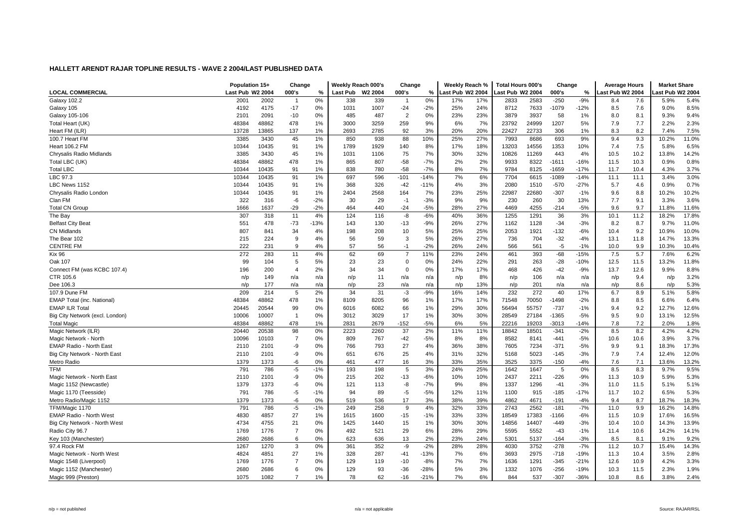## HALLETT ARENDT RAJAR TOPLINE RESULTS - WAVE 2 2004/LAST PUBLISHED DATA

| LOCAL COMMERCIAL | Population 15+ | | Change | | Weekly Reach 000's | | Change | | Weekly Reach % | | Total Hours 000's | | Change | | Average Hours | | Market Share | |
|---|---|---|---|---|---|---|---|---|---|---|---|---|---|---|---|---|---|---|
| | Last Pub | W2 2004 | 000's | % | Last Pub | W2 2004 | 000's | % | Last Pub | W2 2004 | Last Pub | W2 2004 | 000's | % | Last Pub | W2 2004 | Last Pub | W2 2004 |
| Galaxy 102.2 | 2001 | 2002 | 1 | 0% | 338 | 339 | 1 | 0% | 17% | 17% | 2833 | 2583 | -250 | -9% | 8.4 | 7.6 | 5.9% | 5.4% |
| Galaxy 105 | 4192 | 4175 | -17 | 0% | 1031 | 1007 | -24 | -2% | 25% | 24% | 8712 | 7633 | -1079 | -12% | 8.5 | 7.6 | 9.0% | 8.5% |
| Galaxy 105-106 | 2101 | 2091 | -10 | 0% | 485 | 487 | 2 | 0% | 23% | 23% | 3879 | 3937 | 58 | 1% | 8.0 | 8.1 | 9.3% | 9.4% |
| Total Heart (UK) | 48384 | 48862 | 478 | 1% | 3000 | 3259 | 259 | 9% | 6% | 7% | 23792 | 24999 | 1207 | 5% | 7.9 | 7.7 | 2.2% | 2.3% |
| Heart FM (ILR) | 13728 | 13865 | 137 | 1% | 2693 | 2785 | 92 | 3% | 20% | 20% | 22427 | 22733 | 306 | 1% | 8.3 | 8.2 | 7.4% | 7.5% |
| 100.7 Heart FM | 3385 | 3430 | 45 | 1% | 850 | 938 | 88 | 10% | 25% | 27% | 7993 | 8686 | 693 | 9% | 9.4 | 9.3 | 10.2% | 11.0% |
| Heart 106.2 FM | 10344 | 10435 | 91 | 1% | 1789 | 1929 | 140 | 8% | 17% | 18% | 13203 | 14556 | 1353 | 10% | 7.4 | 7.5 | 5.8% | 6.5% |
| Chrysalis Radio Midlands | 3385 | 3430 | 45 | 1% | 1031 | 1106 | 75 | 7% | 30% | 32% | 10826 | 11269 | 443 | 4% | 10.5 | 10.2 | 13.8% | 14.2% |
| Total LBC (UK) | 48384 | 48862 | 478 | 1% | 865 | 807 | -58 | -7% | 2% | 2% | 9933 | 8322 | -1611 | -16% | 11.5 | 10.3 | 0.9% | 0.8% |
| Total LBC | 10344 | 10435 | 91 | 1% | 838 | 780 | -58 | -7% | 8% | 7% | 9784 | 8125 | -1659 | -17% | 11.7 | 10.4 | 4.3% | 3.7% |
| LBC 97.3 | 10344 | 10435 | 91 | 1% | 697 | 596 | -101 | -14% | 7% | 6% | 7704 | 6615 | -1089 | -14% | 11.1 | 11.1 | 3.4% | 3.0% |
| LBC News 1152 | 10344 | 10435 | 91 | 1% | 368 | 326 | -42 | -11% | 4% | 3% | 2080 | 1510 | -570 | -27% | 5.7 | 4.6 | 0.9% | 0.7% |
| Chrysalis Radio London | 10344 | 10435 | 91 | 1% | 2404 | 2568 | 164 | 7% | 23% | 25% | 22987 | 22680 | -307 | -1% | 9.6 | 8.8 | 10.2% | 10.2% |
| Clan FM | 322 | 316 | -6 | -2% | 30 | 29 | -1 | -3% | 9% | 9% | 230 | 260 | 30 | 13% | 7.7 | 9.1 | 3.3% | 3.6% |
| Total CN Group | 1666 | 1637 | -29 | -2% | 464 | 440 | -24 | -5% | 28% | 27% | 4469 | 4255 | -214 | -5% | 9.6 | 9.7 | 11.8% | 11.6% |
| The Bay | 307 | 318 | 11 | 4% | 124 | 116 | -8 | -6% | 40% | 36% | 1255 | 1291 | 36 | 3% | 10.1 | 11.2 | 18.2% | 17.8% |
| Belfast City Beat | 551 | 478 | -73 | -13% | 143 | 130 | -13 | -9% | 26% | 27% | 1162 | 1128 | -34 | -3% | 8.2 | 8.7 | 9.7% | 11.0% |
| CN Midlands | 807 | 841 | 34 | 4% | 198 | 208 | 10 | 5% | 25% | 25% | 2053 | 1921 | -132 | -6% | 10.4 | 9.2 | 10.9% | 10.0% |
| The Bear 102 | 215 | 224 | 9 | 4% | 56 | 59 | 3 | 5% | 26% | 27% | 736 | 704 | -32 | -4% | 13.1 | 11.8 | 14.7% | 13.3% |
| CENTRE FM | 222 | 231 | 9 | 4% | 57 | 56 | -1 | -2% | 26% | 24% | 566 | 561 | -5 | -1% | 10.0 | 9.9 | 10.3% | 10.4% |
| Kix 96 | 272 | 283 | 11 | 4% | 62 | 69 | 7 | 11% | 23% | 24% | 461 | 393 | -68 | -15% | 7.5 | 5.7 | 7.6% | 6.2% |
| Oak 107 | 99 | 104 | 5 | 5% | 23 | 23 | 0 | 0% | 24% | 22% | 291 | 263 | -28 | -10% | 12.5 | 11.5 | 13.2% | 11.8% |
| Connect FM (was KCBC 107.4) | 196 | 200 | 4 | 2% | 34 | 34 | 0 | 0% | 17% | 17% | 468 | 426 | -42 | -9% | 13.7 | 12.6 | 9.9% | 8.8% |
| CTR 105.6 | n/p | 149 | n/a | n/a | n/p | 11 | n/a | n/a | n/p | 8% | n/p | 106 | n/a | n/a | n/p | 9.4 | n/p | 3.2% |
| Dee 106.3 | n/p | 177 | n/a | n/a | n/p | 23 | n/a | n/a | n/p | 13% | n/p | 201 | n/a | n/a | n/p | 8.6 | n/p | 5.3% |
| 107.9 Dune FM | 209 | 214 | 5 | 2% | 34 | 31 | -3 | -9% | 16% | 14% | 232 | 272 | 40 | 17% | 6.7 | 8.9 | 5.1% | 5.8% |
| EMAP Total (inc. National) | 48384 | 48862 | 478 | 1% | 8109 | 8205 | 96 | 1% | 17% | 17% | 71548 | 70050 | -1498 | -2% | 8.8 | 8.5 | 6.6% | 6.4% |
| EMAP ILR Total | 20445 | 20544 | 99 | 0% | 6016 | 6082 | 66 | 1% | 29% | 30% | 56494 | 55757 | -737 | -1% | 9.4 | 9.2 | 12.7% | 12.6% |
| Big City Network (excl. London) | 10006 | 10007 | 1 | 0% | 3012 | 3029 | 17 | 1% | 30% | 30% | 28549 | 27184 | -1365 | -5% | 9.5 | 9.0 | 13.1% | 12.5% |
| Total Magic | 48384 | 48862 | 478 | 1% | 2831 | 2679 | -152 | -5% | 6% | 5% | 22216 | 19203 | -3013 | -14% | 7.8 | 7.2 | 2.0% | 1.8% |
| Magic Network (ILR) | 20440 | 20538 | 98 | 0% | 2223 | 2260 | 37 | 2% | 11% | 11% | 18842 | 18501 | -341 | -2% | 8.5 | 8.2 | 4.2% | 4.2% |
| Magic Network - North | 10096 | 10103 | 7 | 0% | 809 | 767 | -42 | -5% | 8% | 8% | 8582 | 8141 | -441 | -5% | 10.6 | 10.6 | 3.9% | 3.7% |
| EMAP Radio - North East | 2110 | 2101 | -9 | 0% | 766 | 793 | 27 | 4% | 36% | 38% | 7605 | 7234 | -371 | -5% | 9.9 | 9.1 | 18.3% | 17.3% |
| Big City Network - North East | 2110 | 2101 | -9 | 0% | 651 | 676 | 25 | 4% | 31% | 32% | 5168 | 5023 | -145 | -3% | 7.9 | 7.4 | 12.4% | 12.0% |
| Metro Radio | 1379 | 1373 | -6 | 0% | 461 | 477 | 16 | 3% | 33% | 35% | 3525 | 3375 | -150 | -4% | 7.6 | 7.1 | 13.6% | 13.2% |
| TFM | 791 | 786 | -5 | -1% | 193 | 198 | 5 | 3% | 24% | 25% | 1642 | 1647 | 5 | 0% | 8.5 | 8.3 | 9.7% | 9.5% |
| Magic Network - North East | 2110 | 2101 | -9 | 0% | 215 | 202 | -13 | -6% | 10% | 10% | 2437 | 2211 | -226 | -9% | 11.3 | 10.9 | 5.9% | 5.3% |
| Magic 1152 (Newcastle) | 1379 | 1373 | -6 | 0% | 121 | 113 | -8 | -7% | 9% | 8% | 1337 | 1296 | -41 | -3% | 11.0 | 11.5 | 5.1% | 5.1% |
| Magic 1170 (Teesside) | 791 | 786 | -5 | -1% | 94 | 89 | -5 | -5% | 12% | 11% | 1100 | 915 | -185 | -17% | 11.7 | 10.2 | 6.5% | 5.3% |
| Metro Radio/Magic 1152 | 1379 | 1373 | -6 | 0% | 519 | 536 | 17 | 3% | 38% | 39% | 4862 | 4671 | -191 | -4% | 9.4 | 8.7 | 18.7% | 18.3% |
| TFM/Magic 1170 | 791 | 786 | -5 | -1% | 249 | 258 | 9 | 4% | 32% | 33% | 2743 | 2562 | -181 | -7% | 11.0 | 9.9 | 16.2% | 14.8% |
| EMAP Radio - North West | 4830 | 4857 | 27 | 1% | 1615 | 1600 | -15 | -1% | 33% | 33% | 18549 | 17383 | -1166 | -6% | 11.5 | 10.9 | 17.6% | 16.5% |
| Big City Network - North West | 4734 | 4755 | 21 | 0% | 1425 | 1440 | 15 | 1% | 30% | 30% | 14856 | 14407 | -449 | -3% | 10.4 | 10.0 | 14.3% | 13.9% |
| Radio City 96.7 | 1769 | 1776 | 7 | 0% | 492 | 521 | 29 | 6% | 28% | 29% | 5595 | 5552 | -43 | -1% | 11.4 | 10.6 | 14.2% | 14.1% |
| Key 103 (Manchester) | 2680 | 2686 | 6 | 0% | 623 | 636 | 13 | 2% | 23% | 24% | 5301 | 5137 | -164 | -3% | 8.5 | 8.1 | 9.1% | 9.2% |
| 97.4 Rock FM | 1267 | 1270 | 3 | 0% | 361 | 352 | -9 | -2% | 28% | 28% | 4030 | 3752 | -278 | -7% | 11.2 | 10.7 | 15.4% | 14.3% |
| Magic Network - North West | 4824 | 4851 | 27 | 1% | 328 | 287 | -41 | -13% | 7% | 6% | 3693 | 2975 | -718 | -19% | 11.3 | 10.4 | 3.5% | 2.8% |
| Magic 1548 (Liverpool) | 1769 | 1776 | 7 | 0% | 129 | 119 | -10 | -8% | 7% | 7% | 1636 | 1291 | -345 | -21% | 12.6 | 10.9 | 4.2% | 3.3% |
| Magic 1152 (Manchester) | 2680 | 2686 | 6 | 0% | 129 | 93 | -36 | -28% | 5% | 3% | 1332 | 1076 | -256 | -19% | 10.3 | 11.5 | 2.3% | 1.9% |
| Magic 999 (Preston) | 1075 | 1082 | 7 | 1% | 78 | 62 | -16 | -21% | 7% | 6% | 844 | 537 | -307 | -36% | 10.8 | 8.6 | 3.8% | 2.4% |

n/p = not published n/a = not applicable Source: RAJAR/RSL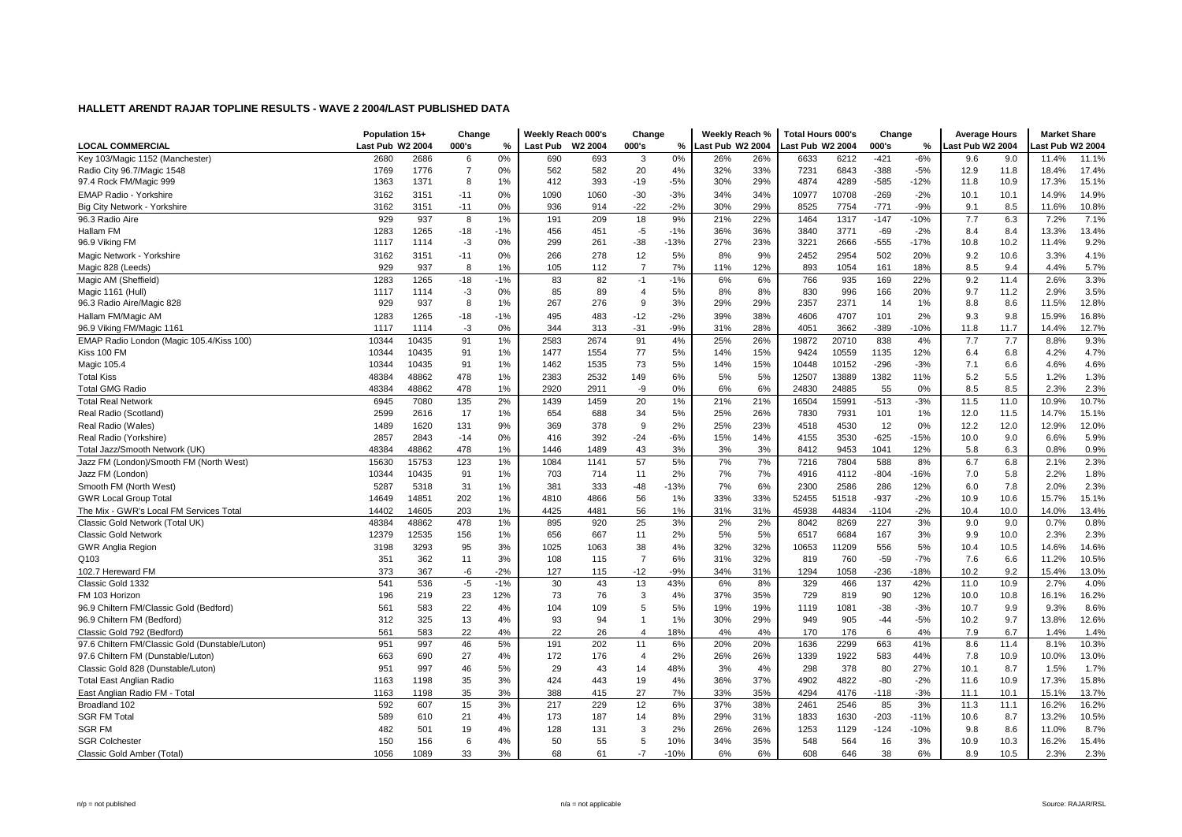## HALLETT ARENDT RAJAR TOPLINE RESULTS - WAVE 2 2004/LAST PUBLISHED DATA

| LOCAL COMMERCIAL | Population 15+ | | Change | | Weekly Reach 000's | | Change | | Weekly Reach % | | Total Hours 000's | | Change | | Average Hours | | Market Share | |
|---|---|---|---|---|---|---|---|---|---|---|---|---|---|---|---|---|---|---|
| | Last Pub | W2 2004 | 000's | % | Last Pub | W2 2004 | 000's | % | Last Pub | W2 2004 | Last Pub | W2 2004 | 000's | % | Last Pub | W2 2004 | Last Pub | W2 2004 |
| Key 103/Magic 1152 (Manchester) | 2680 | 2686 | 6 | 0% | 690 | 693 | 3 | 0% | 26% | 26% | 6633 | 6212 | -421 | -6% | 9.6 | 9.0 | 11.4% | 11.1% |
| Radio City 96.7/Magic 1548 | 1769 | 1776 | 7 | 0% | 562 | 582 | 20 | 4% | 32% | 33% | 7231 | 6843 | -388 | -5% | 12.9 | 11.8 | 18.4% | 17.4% |
| 97.4 Rock FM/Magic 999 | 1363 | 1371 | 8 | 1% | 412 | 393 | -19 | -5% | 30% | 29% | 4874 | 4289 | -585 | -12% | 11.8 | 10.9 | 17.3% | 15.1% |
| EMAP Radio - Yorkshire | 3162 | 3151 | -11 | 0% | 1090 | 1060 | -30 | -3% | 34% | 34% | 10977 | 10708 | -269 | -2% | 10.1 | 10.1 | 14.9% | 14.9% |
| Big City Network - Yorkshire | 3162 | 3151 | -11 | 0% | 936 | 914 | -22 | -2% | 30% | 29% | 8525 | 7754 | -771 | -9% | 9.1 | 8.5 | 11.6% | 10.8% |
| 96.3 Radio Aire | 929 | 937 | 8 | 1% | 191 | 209 | 18 | 9% | 21% | 22% | 1464 | 1317 | -147 | -10% | 7.7 | 6.3 | 7.2% | 7.1% |
| Hallam FM | 1283 | 1265 | -18 | -1% | 456 | 451 | -5 | -1% | 36% | 36% | 3840 | 3771 | -69 | -2% | 8.4 | 8.4 | 13.3% | 13.4% |
| 96.9 Viking FM | 1117 | 1114 | -3 | 0% | 299 | 261 | -38 | -13% | 27% | 23% | 3221 | 2666 | -555 | -17% | 10.8 | 10.2 | 11.4% | 9.2% |
| Magic Network - Yorkshire | 3162 | 3151 | -11 | 0% | 266 | 278 | 12 | 5% | 8% | 9% | 2452 | 2954 | 502 | 20% | 9.2 | 10.6 | 3.3% | 4.1% |
| Magic 828 (Leeds) | 929 | 937 | 8 | 1% | 105 | 112 | 7 | 7% | 11% | 12% | 893 | 1054 | 161 | 18% | 8.5 | 9.4 | 4.4% | 5.7% |
| Magic AM (Sheffield) | 1283 | 1265 | -18 | -1% | 83 | 82 | -1 | -1% | 6% | 6% | 766 | 935 | 169 | 22% | 9.2 | 11.4 | 2.6% | 3.3% |
| Magic 1161 (Hull) | 1117 | 1114 | -3 | 0% | 85 | 89 | 4 | 5% | 8% | 8% | 830 | 996 | 166 | 20% | 9.7 | 11.2 | 2.9% | 3.5% |
| 96.3 Radio Aire/Magic 828 | 929 | 937 | 8 | 1% | 267 | 276 | 9 | 3% | 29% | 29% | 2357 | 2371 | 14 | 1% | 8.8 | 8.6 | 11.5% | 12.8% |
| Hallam FM/Magic AM | 1283 | 1265 | -18 | -1% | 495 | 483 | -12 | -2% | 39% | 38% | 4606 | 4707 | 101 | 2% | 9.3 | 9.8 | 15.9% | 16.8% |
| 96.9 Viking FM/Magic 1161 | 1117 | 1114 | -3 | 0% | 344 | 313 | -31 | -9% | 31% | 28% | 4051 | 3662 | -389 | -10% | 11.8 | 11.7 | 14.4% | 12.7% |
| EMAP Radio London (Magic 105.4/Kiss 100) | 10344 | 10435 | 91 | 1% | 2583 | 2674 | 91 | 4% | 25% | 26% | 19872 | 20710 | 838 | 4% | 7.7 | 7.7 | 8.8% | 9.3% |
| Kiss 100 FM | 10344 | 10435 | 91 | 1% | 1477 | 1554 | 77 | 5% | 14% | 15% | 9424 | 10559 | 1135 | 12% | 6.4 | 6.8 | 4.2% | 4.7% |
| Magic 105.4 | 10344 | 10435 | 91 | 1% | 1462 | 1535 | 73 | 5% | 14% | 15% | 10448 | 10152 | -296 | -3% | 7.1 | 6.6 | 4.6% | 4.6% |
| Total Kiss | 48384 | 48862 | 478 | 1% | 2383 | 2532 | 149 | 6% | 5% | 5% | 12507 | 13889 | 1382 | 11% | 5.2 | 5.5 | 1.2% | 1.3% |
| Total GMG Radio | 48384 | 48862 | 478 | 1% | 2920 | 2911 | -9 | 0% | 6% | 6% | 24830 | 24885 | 55 | 0% | 8.5 | 8.5 | 2.3% | 2.3% |
| Total Real Network | 6945 | 7080 | 135 | 2% | 1439 | 1459 | 20 | 1% | 21% | 21% | 16504 | 15991 | -513 | -3% | 11.5 | 11.0 | 10.9% | 10.7% |
| Real Radio (Scotland) | 2599 | 2616 | 17 | 1% | 654 | 688 | 34 | 5% | 25% | 26% | 7830 | 7931 | 101 | 1% | 12.0 | 11.5 | 14.7% | 15.1% |
| Real Radio (Wales) | 1489 | 1620 | 131 | 9% | 369 | 378 | 9 | 2% | 25% | 23% | 4518 | 4530 | 12 | 0% | 12.2 | 12.0 | 12.9% | 12.0% |
| Real Radio (Yorkshire) | 2857 | 2843 | -14 | 0% | 416 | 392 | -24 | -6% | 15% | 14% | 4155 | 3530 | -625 | -15% | 10.0 | 9.0 | 6.6% | 5.9% |
| Total Jazz/Smooth Network (UK) | 48384 | 48862 | 478 | 1% | 1446 | 1489 | 43 | 3% | 3% | 3% | 8412 | 9453 | 1041 | 12% | 5.8 | 6.3 | 0.8% | 0.9% |
| Jazz FM (London)/Smooth FM (North West) | 15630 | 15753 | 123 | 1% | 1084 | 1141 | 57 | 5% | 7% | 7% | 7216 | 7804 | 588 | 8% | 6.7 | 6.8 | 2.1% | 2.3% |
| Jazz FM (London) | 10344 | 10435 | 91 | 1% | 703 | 714 | 11 | 2% | 7% | 7% | 4916 | 4112 | -804 | -16% | 7.0 | 5.8 | 2.2% | 1.8% |
| Smooth FM (North West) | 5287 | 5318 | 31 | 1% | 381 | 333 | -48 | -13% | 7% | 6% | 2300 | 2586 | 286 | 12% | 6.0 | 7.8 | 2.0% | 2.3% |
| GWR Local Group Total | 14649 | 14851 | 202 | 1% | 4810 | 4866 | 56 | 1% | 33% | 33% | 52455 | 51518 | -937 | -2% | 10.9 | 10.6 | 15.7% | 15.1% |
| The Mix - GWR's Local FM Services Total | 14402 | 14605 | 203 | 1% | 4425 | 4481 | 56 | 1% | 31% | 31% | 45938 | 44834 | -1104 | -2% | 10.4 | 10.0 | 14.0% | 13.4% |
| Classic Gold Network (Total UK) | 48384 | 48862 | 478 | 1% | 895 | 920 | 25 | 3% | 2% | 2% | 8042 | 8269 | 227 | 3% | 9.0 | 9.0 | 0.7% | 0.8% |
| Classic Gold Network | 12379 | 12535 | 156 | 1% | 656 | 667 | 11 | 2% | 5% | 5% | 6517 | 6684 | 167 | 3% | 9.9 | 10.0 | 2.3% | 2.3% |
| GWR Anglia Region | 3198 | 3293 | 95 | 3% | 1025 | 1063 | 38 | 4% | 32% | 32% | 10653 | 11209 | 556 | 5% | 10.4 | 10.5 | 14.6% | 14.6% |
| Q103 | 351 | 362 | 11 | 3% | 108 | 115 | 7 | 6% | 31% | 32% | 819 | 760 | -59 | -7% | 7.6 | 6.6 | 11.2% | 10.5% |
| 102.7 Hereward FM | 373 | 367 | -6 | -2% | 127 | 115 | -12 | -9% | 34% | 31% | 1294 | 1058 | -236 | -18% | 10.2 | 9.2 | 15.4% | 13.0% |
| Classic Gold 1332 | 541 | 536 | -5 | -1% | 30 | 43 | 13 | 43% | 6% | 8% | 329 | 466 | 137 | 42% | 11.0 | 10.9 | 2.7% | 4.0% |
| FM 103 Horizon | 196 | 219 | 23 | 12% | 73 | 76 | 3 | 4% | 37% | 35% | 729 | 819 | 90 | 12% | 10.0 | 10.8 | 16.1% | 16.2% |
| 96.9 Chiltern FM/Classic Gold (Bedford) | 561 | 583 | 22 | 4% | 104 | 109 | 5 | 5% | 19% | 19% | 1119 | 1081 | -38 | -3% | 10.7 | 9.9 | 9.3% | 8.6% |
| 96.9 Chiltern FM (Bedford) | 312 | 325 | 13 | 4% | 93 | 94 | 1 | 1% | 30% | 29% | 949 | 905 | -44 | -5% | 10.2 | 9.7 | 13.8% | 12.6% |
| Classic Gold 792 (Bedford) | 561 | 583 | 22 | 4% | 22 | 26 | 4 | 18% | 4% | 4% | 170 | 176 | 6 | 4% | 7.9 | 6.7 | 1.4% | 1.4% |
| 97.6 Chiltern FM/Classic Gold (Dunstable/Luton) | 951 | 997 | 46 | 5% | 191 | 202 | 11 | 6% | 20% | 20% | 1636 | 2299 | 663 | 41% | 8.6 | 11.4 | 8.1% | 10.3% |
| 97.6 Chiltern FM (Dunstable/Luton) | 663 | 690 | 27 | 4% | 172 | 176 | 4 | 2% | 26% | 26% | 1339 | 1922 | 583 | 44% | 7.8 | 10.9 | 10.0% | 13.0% |
| Classic Gold 828 (Dunstable/Luton) | 951 | 997 | 46 | 5% | 29 | 43 | 14 | 48% | 3% | 4% | 298 | 378 | 80 | 27% | 10.1 | 8.7 | 1.5% | 1.7% |
| Total East Anglian Radio | 1163 | 1198 | 35 | 3% | 424 | 443 | 19 | 4% | 36% | 37% | 4902 | 4822 | -80 | -2% | 11.6 | 10.9 | 17.3% | 15.8% |
| East Anglian Radio FM - Total | 1163 | 1198 | 35 | 3% | 388 | 415 | 27 | 7% | 33% | 35% | 4294 | 4176 | -118 | -3% | 11.1 | 10.1 | 15.1% | 13.7% |
| Broadland 102 | 592 | 607 | 15 | 3% | 217 | 229 | 12 | 6% | 37% | 38% | 2461 | 2546 | 85 | 3% | 11.3 | 11.1 | 16.2% | 16.2% |
| SGR FM Total | 589 | 610 | 21 | 4% | 173 | 187 | 14 | 8% | 29% | 31% | 1833 | 1630 | -203 | -11% | 10.6 | 8.7 | 13.2% | 10.5% |
| SGR FM | 482 | 501 | 19 | 4% | 128 | 131 | 3 | 2% | 26% | 26% | 1253 | 1129 | -124 | -10% | 9.8 | 8.6 | 11.0% | 8.7% |
| SGR Colchester | 150 | 156 | 6 | 4% | 50 | 55 | 5 | 10% | 34% | 35% | 548 | 564 | 16 | 3% | 10.9 | 10.3 | 16.2% | 15.4% |
| Classic Gold Amber (Total) | 1056 | 1089 | 33 | 3% | 68 | 61 | -7 | -10% | 6% | 6% | 608 | 646 | 38 | 6% | 8.9 | 10.5 | 2.3% | 2.3% |

n/p = not published n/a = not applicable Source: RAJAR/RSL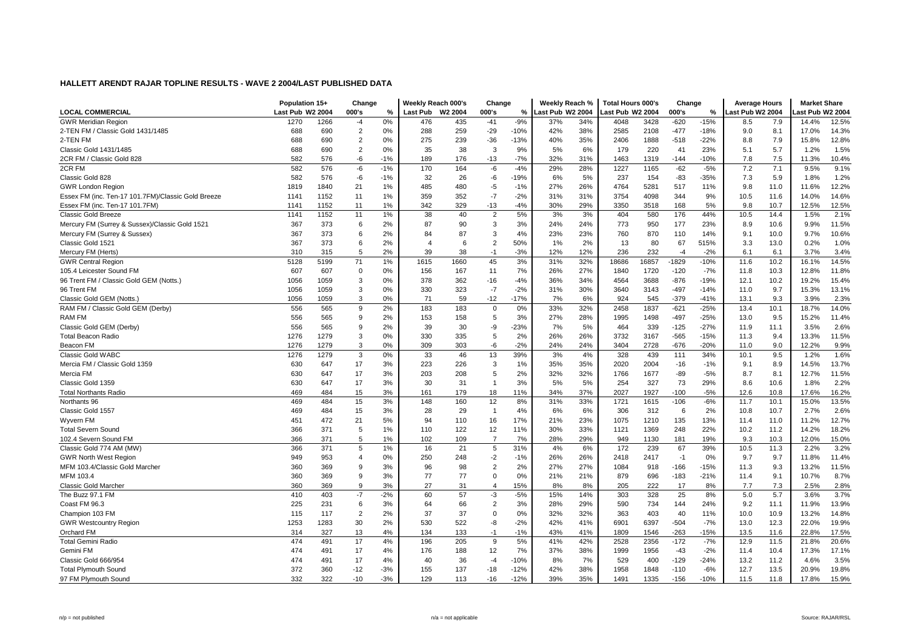## HALLETT ARENDT RAJAR TOPLINE RESULTS - WAVE 2 2004/LAST PUBLISHED DATA

| LOCAL COMMERCIAL | Population 15+ | | Change | | Weekly Reach 000's | | Change | | Weekly Reach % | | Total Hours 000's | | Change | | Average Hours | | Market Share | |
|---|---|---|---|---|---|---|---|---|---|---|---|---|---|---|---|---|---|---|
| | Last Pub | W2 2004 | 000's | % | Last Pub | W2 2004 | 000's | % | Last Pub | W2 2004 | Last Pub | W2 2004 | 000's | % | Last Pub | W2 2004 | Last Pub | W2 2004 |
| GWR Meridian Region | 1270 | 1266 | -4 | 0% | 476 | 435 | -41 | -9% | 37% | 34% | 4048 | 3428 | -620 | -15% | 8.5 | 7.9 | 14.4% | 12.5% |
| 2-TEN FM / Classic Gold 1431/1485 | 688 | 690 | 2 | 0% | 288 | 259 | -29 | -10% | 42% | 38% | 2585 | 2108 | -477 | -18% | 9.0 | 8.1 | 17.0% | 14.3% |
| 2-TEN FM | 688 | 690 | 2 | 0% | 275 | 239 | -36 | -13% | 40% | 35% | 2406 | 1888 | -518 | -22% | 8.8 | 7.9 | 15.8% | 12.8% |
| Classic Gold 1431/1485 | 688 | 690 | 2 | 0% | 35 | 38 | 3 | 9% | 5% | 6% | 179 | 220 | 41 | 23% | 5.1 | 5.7 | 1.2% | 1.5% |
| 2CR FM / Classic Gold 828 | 582 | 576 | -6 | -1% | 189 | 176 | -13 | -7% | 32% | 31% | 1463 | 1319 | -144 | -10% | 7.8 | 7.5 | 11.3% | 10.4% |
| 2CR FM | 582 | 576 | -6 | -1% | 170 | 164 | -6 | -4% | 29% | 28% | 1227 | 1165 | -62 | -5% | 7.2 | 7.1 | 9.5% | 9.1% |
| Classic Gold 828 | 582 | 576 | -6 | -1% | 32 | 26 | -6 | -19% | 6% | 5% | 237 | 154 | -83 | -35% | 7.3 | 5.9 | 1.8% | 1.2% |
| GWR London Region | 1819 | 1840 | 21 | 1% | 485 | 480 | -5 | -1% | 27% | 26% | 4764 | 5281 | 517 | 11% | 9.8 | 11.0 | 11.6% | 12.2% |
| Essex FM (inc. Ten-17 101.7FM)/Classic Gold Breeze | 1141 | 1152 | 11 | 1% | 359 | 352 | -7 | -2% | 31% | 31% | 3754 | 4098 | 344 | 9% | 10.5 | 11.6 | 14.0% | 14.6% |
| Essex FM (inc. Ten-17 101.7FM) | 1141 | 1152 | 11 | 1% | 342 | 329 | -13 | -4% | 30% | 29% | 3350 | 3518 | 168 | 5% | 9.8 | 10.7 | 12.5% | 12.5% |
| Classic Gold Breeze | 1141 | 1152 | 11 | 1% | 38 | 40 | 2 | 5% | 3% | 3% | 404 | 580 | 176 | 44% | 10.5 | 14.4 | 1.5% | 2.1% |
| Mercury FM (Surrey & Sussex)/Classic Gold 1521 | 367 | 373 | 6 | 2% | 87 | 90 | 3 | 3% | 24% | 24% | 773 | 950 | 177 | 23% | 8.9 | 10.6 | 9.9% | 11.5% |
| Mercury FM (Surrey & Sussex) | 367 | 373 | 6 | 2% | 84 | 87 | 3 | 4% | 23% | 23% | 760 | 870 | 110 | 14% | 9.1 | 10.0 | 9.7% | 10.6% |
| Classic Gold 1521 | 367 | 373 | 6 | 2% | 4 | 6 | 2 | 50% | 1% | 2% | 13 | 80 | 67 | 515% | 3.3 | 13.0 | 0.2% | 1.0% |
| Mercury FM (Herts) | 310 | 315 | 5 | 2% | 39 | 38 | -1 | -3% | 12% | 12% | 236 | 232 | -4 | -2% | 6.1 | 6.1 | 3.7% | 3.4% |
| GWR Central Region | 5128 | 5199 | 71 | 1% | 1615 | 1660 | 45 | 3% | 31% | 32% | 18686 | 16857 | -1829 | -10% | 11.6 | 10.2 | 16.1% | 14.5% |
| 105.4 Leicester Sound FM | 607 | 607 | 0 | 0% | 156 | 167 | 11 | 7% | 26% | 27% | 1840 | 1720 | -120 | -7% | 11.8 | 10.3 | 12.8% | 11.8% |
| 96 Trent FM / Classic Gold GEM (Notts.) | 1056 | 1059 | 3 | 0% | 378 | 362 | -16 | -4% | 36% | 34% | 4564 | 3688 | -876 | -19% | 12.1 | 10.2 | 19.2% | 15.4% |
| 96 Trent FM | 1056 | 1059 | 3 | 0% | 330 | 323 | -7 | -2% | 31% | 30% | 3640 | 3143 | -497 | -14% | 11.0 | 9.7 | 15.3% | 13.1% |
| Classic Gold GEM (Notts.) | 1056 | 1059 | 3 | 0% | 71 | 59 | -12 | -17% | 7% | 6% | 924 | 545 | -379 | -41% | 13.1 | 9.3 | 3.9% | 2.3% |
| RAM FM / Classic Gold GEM (Derby) | 556 | 565 | 9 | 2% | 183 | 183 | 0 | 0% | 33% | 32% | 2458 | 1837 | -621 | -25% | 13.4 | 10.1 | 18.7% | 14.0% |
| RAM FM | 556 | 565 | 9 | 2% | 153 | 158 | 5 | 3% | 27% | 28% | 1995 | 1498 | -497 | -25% | 13.0 | 9.5 | 15.2% | 11.4% |
| Classic Gold GEM (Derby) | 556 | 565 | 9 | 2% | 39 | 30 | -9 | -23% | 7% | 5% | 464 | 339 | -125 | -27% | 11.9 | 11.1 | 3.5% | 2.6% |
| Total Beacon Radio | 1276 | 1279 | 3 | 0% | 330 | 335 | 5 | 2% | 26% | 26% | 3732 | 3167 | -565 | -15% | 11.3 | 9.4 | 13.3% | 11.5% |
| Beacon FM | 1276 | 1279 | 3 | 0% | 309 | 303 | -6 | -2% | 24% | 24% | 3404 | 2728 | -676 | -20% | 11.0 | 9.0 | 12.2% | 9.9% |
| Classic Gold WABC | 1276 | 1279 | 3 | 0% | 33 | 46 | 13 | 39% | 3% | 4% | 328 | 439 | 111 | 34% | 10.1 | 9.5 | 1.2% | 1.6% |
| Mercia FM / Classic Gold 1359 | 630 | 647 | 17 | 3% | 223 | 226 | 3 | 1% | 35% | 35% | 2020 | 2004 | -16 | -1% | 9.1 | 8.9 | 14.5% | 13.7% |
| Mercia FM | 630 | 647 | 17 | 3% | 203 | 208 | 5 | 2% | 32% | 32% | 1766 | 1677 | -89 | -5% | 8.7 | 8.1 | 12.7% | 11.5% |
| Classic Gold 1359 | 630 | 647 | 17 | 3% | 30 | 31 | 1 | 3% | 5% | 5% | 254 | 327 | 73 | 29% | 8.6 | 10.6 | 1.8% | 2.2% |
| Total Northants Radio | 469 | 484 | 15 | 3% | 161 | 179 | 18 | 11% | 34% | 37% | 2027 | 1927 | -100 | -5% | 12.6 | 10.8 | 17.6% | 16.2% |
| Northants 96 | 469 | 484 | 15 | 3% | 148 | 160 | 12 | 8% | 31% | 33% | 1721 | 1615 | -106 | -6% | 11.7 | 10.1 | 15.0% | 13.5% |
| Classic Gold 1557 | 469 | 484 | 15 | 3% | 28 | 29 | 1 | 4% | 6% | 6% | 306 | 312 | 6 | 2% | 10.8 | 10.7 | 2.7% | 2.6% |
| Wyvern FM | 451 | 472 | 21 | 5% | 94 | 110 | 16 | 17% | 21% | 23% | 1075 | 1210 | 135 | 13% | 11.4 | 11.0 | 11.2% | 12.7% |
| Total Severn Sound | 366 | 371 | 5 | 1% | 110 | 122 | 12 | 11% | 30% | 33% | 1121 | 1369 | 248 | 22% | 10.2 | 11.2 | 14.2% | 18.2% |
| 102.4 Severn Sound FM | 366 | 371 | 5 | 1% | 102 | 109 | 7 | 7% | 28% | 29% | 949 | 1130 | 181 | 19% | 9.3 | 10.3 | 12.0% | 15.0% |
| Classic Gold 774 AM (MW) | 366 | 371 | 5 | 1% | 16 | 21 | 5 | 31% | 4% | 6% | 172 | 239 | 67 | 39% | 10.5 | 11.3 | 2.2% | 3.2% |
| GWR North West Region | 949 | 953 | 4 | 0% | 250 | 248 | -2 | -1% | 26% | 26% | 2418 | 2417 | -1 | 0% | 9.7 | 9.7 | 11.8% | 11.4% |
| MFM 103.4/Classic Gold Marcher | 360 | 369 | 9 | 3% | 96 | 98 | 2 | 2% | 27% | 27% | 1084 | 918 | -166 | -15% | 11.3 | 9.3 | 13.2% | 11.5% |
| MFM 103.4 | 360 | 369 | 9 | 3% | 77 | 77 | 0 | 0% | 21% | 21% | 879 | 696 | -183 | -21% | 11.4 | 9.1 | 10.7% | 8.7% |
| Classic Gold Marcher | 360 | 369 | 9 | 3% | 27 | 31 | 4 | 15% | 8% | 8% | 205 | 222 | 17 | 8% | 7.7 | 7.3 | 2.5% | 2.8% |
| The Buzz 97.1 FM | 410 | 403 | -7 | -2% | 60 | 57 | -3 | -5% | 15% | 14% | 303 | 328 | 25 | 8% | 5.0 | 5.7 | 3.6% | 3.7% |
| Coast FM 96.3 | 225 | 231 | 6 | 3% | 64 | 66 | 2 | 3% | 28% | 29% | 590 | 734 | 144 | 24% | 9.2 | 11.1 | 11.9% | 13.9% |
| Champion 103 FM | 115 | 117 | 2 | 2% | 37 | 37 | 0 | 0% | 32% | 32% | 363 | 403 | 40 | 11% | 10.0 | 10.9 | 13.2% | 14.8% |
| GWR Westcountry Region | 1253 | 1283 | 30 | 2% | 530 | 522 | -8 | -2% | 42% | 41% | 6901 | 6397 | -504 | -7% | 13.0 | 12.3 | 22.0% | 19.9% |
| Orchard FM | 314 | 327 | 13 | 4% | 134 | 133 | -1 | -1% | 43% | 41% | 1809 | 1546 | -263 | -15% | 13.5 | 11.6 | 22.8% | 17.5% |
| Total Gemini Radio | 474 | 491 | 17 | 4% | 196 | 205 | 9 | 5% | 41% | 42% | 2528 | 2356 | -172 | -7% | 12.9 | 11.5 | 21.8% | 20.6% |
| Gemini FM | 474 | 491 | 17 | 4% | 176 | 188 | 12 | 7% | 37% | 38% | 1999 | 1956 | -43 | -2% | 11.4 | 10.4 | 17.3% | 17.1% |
| Classic Gold 666/954 | 474 | 491 | 17 | 4% | 40 | 36 | -4 | -10% | 8% | 7% | 529 | 400 | -129 | -24% | 13.2 | 11.2 | 4.6% | 3.5% |
| Total Plymouth Sound | 372 | 360 | -12 | -3% | 155 | 137 | -18 | -12% | 42% | 38% | 1958 | 1848 | -110 | -6% | 12.7 | 13.5 | 20.9% | 19.8% |
| 97 FM Plymouth Sound | 332 | 322 | -10 | -3% | 129 | 113 | -16 | -12% | 39% | 35% | 1491 | 1335 | -156 | -10% | 11.5 | 11.8 | 17.8% | 15.9% |

n/p = not published n/a = not applicable Source: RAJAR/RSL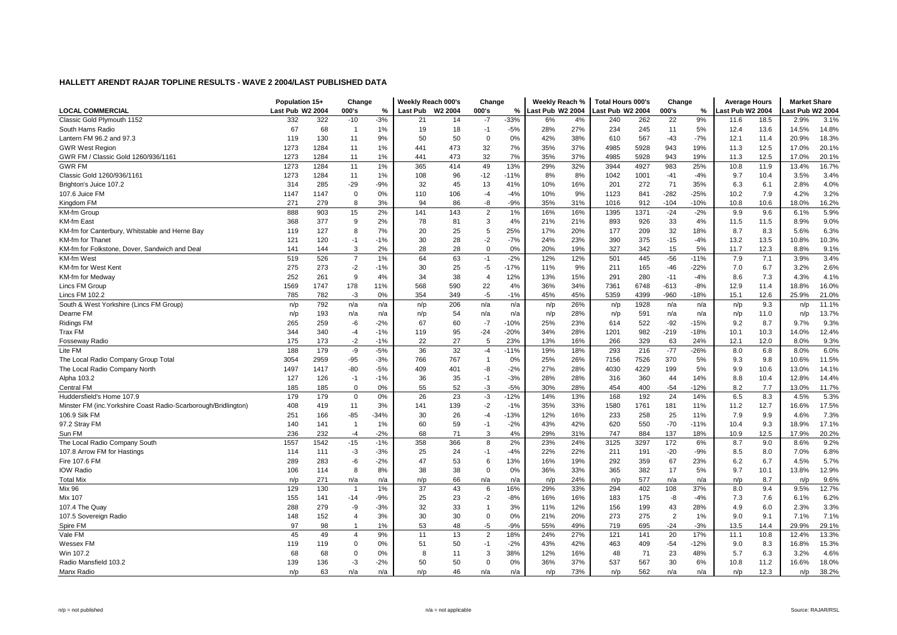**HALLETT ARENDT RAJAR TOPLINE RESULTS - WAVE 2 2004/LAST PUBLISHED DATA**

| LOCAL COMMERCIAL | Population 15+ | | Change | | Weekly Reach 000's | | Change | | Weekly Reach % | | Total Hours 000's | | Change | | Average Hours | | Market Share | |
|---|---|---|---|---|---|---|---|---|---|---|---|---|---|---|---|---|---|---|
| | Last Pub | W2 2004 | 000's | % | Last Pub | W2 2004 | 000's | % | Last Pub | W2 2004 | Last Pub | W2 2004 | 000's | % | Last Pub | W2 2004 | Last Pub | W2 2004 |
| Classic Gold Plymouth 1152 | 332 | 322 | -10 | -3% | 21 | 14 | -7 | -33% | 6% | 4% | 240 | 262 | 22 | 9% | 11.6 | 18.5 | 2.9% | 3.1% |
| South Hams Radio | 67 | 68 | 1 | 1% | 19 | 18 | -1 | -5% | 28% | 27% | 234 | 245 | 11 | 5% | 12.4 | 13.6 | 14.5% | 14.8% |
| Lantern FM 96.2 and 97.3 | 119 | 130 | 11 | 9% | 50 | 50 | 0 | 0% | 42% | 38% | 610 | 567 | -43 | -7% | 12.1 | 11.4 | 20.9% | 18.3% |
| GWR West Region | 1273 | 1284 | 11 | 1% | 441 | 473 | 32 | 7% | 35% | 37% | 4985 | 5928 | 943 | 19% | 11.3 | 12.5 | 17.0% | 20.1% |
| GWR FM / Classic Gold 1260/936/1161 | 1273 | 1284 | 11 | 1% | 441 | 473 | 32 | 7% | 35% | 37% | 4985 | 5928 | 943 | 19% | 11.3 | 12.5 | 17.0% | 20.1% |
| GWR FM | 1273 | 1284 | 11 | 1% | 365 | 414 | 49 | 13% | 29% | 32% | 3944 | 4927 | 983 | 25% | 10.8 | 11.9 | 13.4% | 16.7% |
| Classic Gold 1260/936/1161 | 1273 | 1284 | 11 | 1% | 108 | 96 | -12 | -11% | 8% | 8% | 1042 | 1001 | -41 | -4% | 9.7 | 10.4 | 3.5% | 3.4% |
| Brighton's Juice 107.2 | 314 | 285 | -29 | -9% | 32 | 45 | 13 | 41% | 10% | 16% | 201 | 272 | 71 | 35% | 6.3 | 6.1 | 2.8% | 4.0% |
| 107.6 Juice FM | 1147 | 1147 | 0 | 0% | 110 | 106 | -4 | -4% | 10% | 9% | 1123 | 841 | -282 | -25% | 10.2 | 7.9 | 4.2% | 3.2% |
| Kingdom FM | 271 | 279 | 8 | 3% | 94 | 86 | -8 | -9% | 35% | 31% | 1016 | 912 | -104 | -10% | 10.8 | 10.6 | 18.0% | 16.2% |
| KM-fm Group | 888 | 903 | 15 | 2% | 141 | 143 | 2 | 1% | 16% | 16% | 1395 | 1371 | -24 | -2% | 9.9 | 9.6 | 6.1% | 5.9% |
| KM-fm East | 368 | 377 | 9 | 2% | 78 | 81 | 3 | 4% | 21% | 21% | 893 | 926 | 33 | 4% | 11.5 | 11.5 | 8.9% | 9.0% |
| KM-fm for Canterbury, Whitstable and Herne Bay | 119 | 127 | 8 | 7% | 20 | 25 | 5 | 25% | 17% | 20% | 177 | 209 | 32 | 18% | 8.7 | 8.3 | 5.6% | 6.3% |
| KM-fm for Thanet | 121 | 120 | -1 | -1% | 30 | 28 | -2 | -7% | 24% | 23% | 390 | 375 | -15 | -4% | 13.2 | 13.5 | 10.8% | 10.3% |
| KM-fm for Folkstone, Dover, Sandwich and Deal | 141 | 144 | 3 | 2% | 28 | 28 | 0 | 0% | 20% | 19% | 327 | 342 | 15 | 5% | 11.7 | 12.3 | 8.8% | 9.1% |
| KM-fm West | 519 | 526 | 7 | 1% | 64 | 63 | -1 | -2% | 12% | 12% | 501 | 445 | -56 | -11% | 7.9 | 7.1 | 3.9% | 3.4% |
| KM-fm for West Kent | 275 | 273 | -2 | -1% | 30 | 25 | -5 | -17% | 11% | 9% | 211 | 165 | -46 | -22% | 7.0 | 6.7 | 3.2% | 2.6% |
| KM-fm for Medway | 252 | 261 | 9 | 4% | 34 | 38 | 4 | 12% | 13% | 15% | 291 | 280 | -11 | -4% | 8.6 | 7.3 | 4.3% | 4.1% |
| Lincs FM Group | 1569 | 1747 | 178 | 11% | 568 | 590 | 22 | 4% | 36% | 34% | 7361 | 6748 | -613 | -8% | 12.9 | 11.4 | 18.8% | 16.0% |
| Lincs FM 102.2 | 785 | 782 | -3 | 0% | 354 | 349 | -5 | -1% | 45% | 45% | 5359 | 4399 | -960 | -18% | 15.1 | 12.6 | 25.9% | 21.0% |
| South & West Yorkshire (Lincs FM Group) | n/p | 792 | n/a | n/a | n/p | 206 | n/a | n/a | n/p | 26% | n/p | 1928 | n/a | n/a | n/p | 9.3 | n/p | 11.1% |
| Dearne FM | n/p | 193 | n/a | n/a | n/p | 54 | n/a | n/a | n/p | 28% | n/p | 591 | n/a | n/a | n/p | 11.0 | n/p | 13.7% |
| Ridings FM | 265 | 259 | -6 | -2% | 67 | 60 | -7 | -10% | 25% | 23% | 614 | 522 | -92 | -15% | 9.2 | 8.7 | 9.7% | 9.3% |
| Trax FM | 344 | 340 | -4 | -1% | 119 | 95 | -24 | -20% | 34% | 28% | 1201 | 982 | -219 | -18% | 10.1 | 10.3 | 14.0% | 12.4% |
| Fosseway Radio | 175 | 173 | -2 | -1% | 22 | 27 | 5 | 23% | 13% | 16% | 266 | 329 | 63 | 24% | 12.1 | 12.0 | 8.0% | 9.3% |
| Lite FM | 188 | 179 | -9 | -5% | 36 | 32 | -4 | -11% | 19% | 18% | 293 | 216 | -77 | -26% | 8.0 | 6.8 | 8.0% | 6.0% |
| The Local Radio Company Group Total | 3054 | 2959 | -95 | -3% | 766 | 767 | 1 | 0% | 25% | 26% | 7156 | 7526 | 370 | 5% | 9.3 | 9.8 | 10.6% | 11.5% |
| The Local Radio Company North | 1497 | 1417 | -80 | -5% | 409 | 401 | -8 | -2% | 27% | 28% | 4030 | 4229 | 199 | 5% | 9.9 | 10.6 | 13.0% | 14.1% |
| Alpha 103.2 | 127 | 126 | -1 | -1% | 36 | 35 | -1 | -3% | 28% | 28% | 316 | 360 | 44 | 14% | 8.8 | 10.4 | 12.8% | 14.4% |
| Central FM | 185 | 185 | 0 | 0% | 55 | 52 | -3 | -5% | 30% | 28% | 454 | 400 | -54 | -12% | 8.2 | 7.7 | 13.0% | 11.7% |
| Huddersfield's Home 107.9 | 179 | 179 | 0 | 0% | 26 | 23 | -3 | -12% | 14% | 13% | 168 | 192 | 24 | 14% | 6.5 | 8.3 | 4.5% | 5.3% |
| Minster FM (inc.Yorkshire Coast Radio-Scarborough/Bridlington) | 408 | 419 | 11 | 3% | 141 | 139 | -2 | -1% | 35% | 33% | 1580 | 1761 | 181 | 11% | 11.2 | 12.7 | 16.6% | 17.5% |
| 106.9 Silk FM | 251 | 166 | -85 | -34% | 30 | 26 | -4 | -13% | 12% | 16% | 233 | 258 | 25 | 11% | 7.9 | 9.9 | 4.6% | 7.3% |
| 97.2 Stray FM | 140 | 141 | 1 | 1% | 60 | 59 | -1 | -2% | 43% | 42% | 620 | 550 | -70 | -11% | 10.4 | 9.3 | 18.9% | 17.1% |
| Sun FM | 236 | 232 | -4 | -2% | 68 | 71 | 3 | 4% | 29% | 31% | 747 | 884 | 137 | 18% | 10.9 | 12.5 | 17.9% | 20.2% |
| The Local Radio Company South | 1557 | 1542 | -15 | -1% | 358 | 366 | 8 | 2% | 23% | 24% | 3125 | 3297 | 172 | 6% | 8.7 | 9.0 | 8.6% | 9.2% |
| 107.8 Arrow FM for Hastings | 114 | 111 | -3 | -3% | 25 | 24 | -1 | -4% | 22% | 22% | 211 | 191 | -20 | -9% | 8.5 | 8.0 | 7.0% | 6.8% |
| Fire 107.6 FM | 289 | 283 | -6 | -2% | 47 | 53 | 6 | 13% | 16% | 19% | 292 | 359 | 67 | 23% | 6.2 | 6.7 | 4.5% | 5.7% |
| IOW Radio | 106 | 114 | 8 | 8% | 38 | 38 | 0 | 0% | 36% | 33% | 365 | 382 | 17 | 5% | 9.7 | 10.1 | 13.8% | 12.9% |
| Total Mix | n/p | 271 | n/a | n/a | n/p | 66 | n/a | n/a | n/p | 24% | n/p | 577 | n/a | n/a | n/p | 8.7 | n/p | 9.6% |
| Mix 96 | 129 | 130 | 1 | 1% | 37 | 43 | 6 | 16% | 29% | 33% | 294 | 402 | 108 | 37% | 8.0 | 9.4 | 9.5% | 12.7% |
| Mix 107 | 155 | 141 | -14 | -9% | 25 | 23 | -2 | -8% | 16% | 16% | 183 | 175 | -8 | -4% | 7.3 | 7.6 | 6.1% | 6.2% |
| 107.4 The Quay | 288 | 279 | -9 | -3% | 32 | 33 | 1 | 3% | 11% | 12% | 156 | 199 | 43 | 28% | 4.9 | 6.0 | 2.3% | 3.3% |
| 107.5 Sovereign Radio | 148 | 152 | 4 | 3% | 30 | 30 | 0 | 0% | 21% | 20% | 273 | 275 | 2 | 1% | 9.0 | 9.1 | 7.1% | 7.1% |
| Spire FM | 97 | 98 | 1 | 1% | 53 | 48 | -5 | -9% | 55% | 49% | 719 | 695 | -24 | -3% | 13.5 | 14.4 | 29.9% | 29.1% |
| Vale FM | 45 | 49 | 4 | 9% | 11 | 13 | 2 | 18% | 24% | 27% | 121 | 141 | 20 | 17% | 11.1 | 10.8 | 12.4% | 13.3% |
| Wessex FM | 119 | 119 | 0 | 0% | 51 | 50 | -1 | -2% | 43% | 42% | 463 | 409 | -54 | -12% | 9.0 | 8.3 | 16.8% | 15.3% |
| Win 107.2 | 68 | 68 | 0 | 0% | 8 | 11 | 3 | 38% | 12% | 16% | 48 | 71 | 23 | 48% | 5.7 | 6.3 | 3.2% | 4.6% |
| Radio Mansfield 103.2 | 139 | 136 | -3 | -2% | 50 | 50 | 0 | 0% | 36% | 37% | 537 | 567 | 30 | 6% | 10.8 | 11.2 | 16.6% | 18.0% |
| Manx Radio | n/p | 63 | n/a | n/a | n/p | 46 | n/a | n/a | n/p | 73% | n/p | 562 | n/a | n/a | n/p | 12.3 | n/p | 38.2% |

n/p = not published    n/a = not applicable    Source: RAJAR/RSL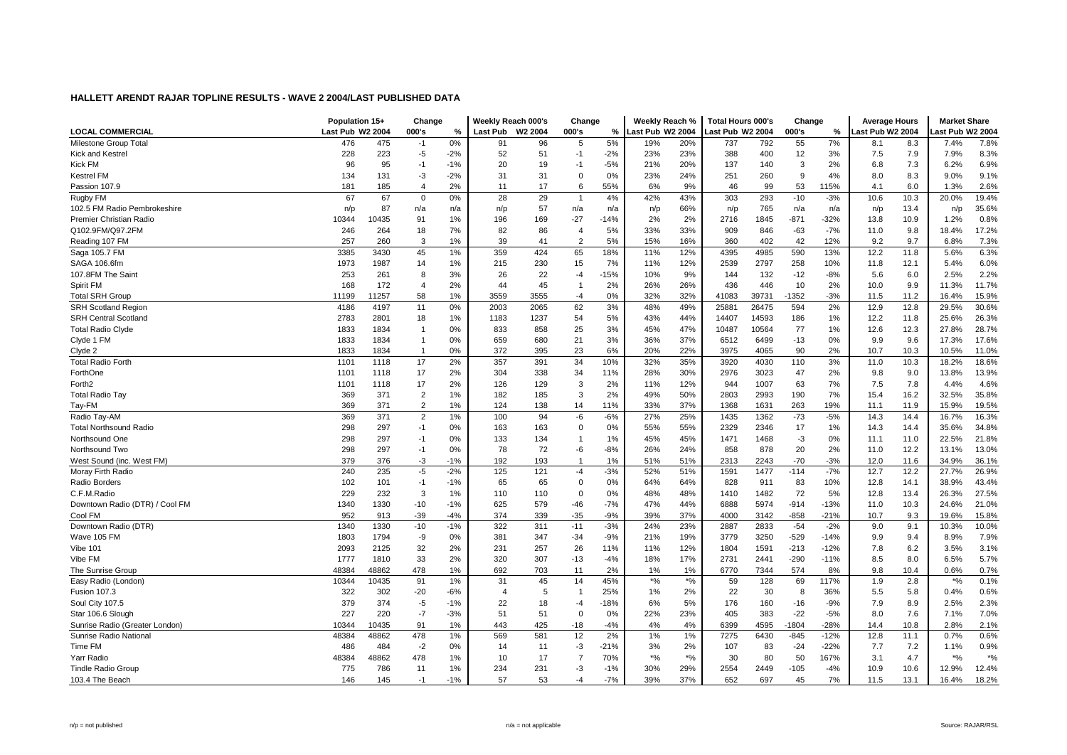## HALLETT ARENDT RAJAR TOPLINE RESULTS - WAVE 2 2004/LAST PUBLISHED DATA

| LOCAL COMMERCIAL | Population 15+ Last Pub | Population 15+ W2 2004 | Change 000's | Change % | Weekly Reach 000's Last Pub | Weekly Reach 000's W2 2004 | Change 000's | Change % | Weekly Reach % Last Pub | Weekly Reach % W2 2004 | Total Hours 000's Last Pub | Total Hours 000's W2 2004 | Change 000's | Change % | Average Hours Last Pub | Average Hours W2 2004 | Market Share Last Pub | Market Share W2 2004 |
|---|---|---|---|---|---|---|---|---|---|---|---|---|---|---|---|---|---|---|
| Milestone Group Total | 476 | 475 | -1 | 0% | 91 | 96 | 5 | 5% | 19% | 20% | 737 | 792 | 55 | 7% | 8.1 | 8.3 | 7.4% | 7.8% |
| Kick and Kestrel | 228 | 223 | -5 | -2% | 52 | 51 | -1 | -2% | 23% | 23% | 388 | 400 | 12 | 3% | 7.5 | 7.9 | 7.9% | 8.3% |
| Kick FM | 96 | 95 | -1 | -1% | 20 | 19 | -1 | -5% | 21% | 20% | 137 | 140 | 3 | 2% | 6.8 | 7.3 | 6.2% | 6.9% |
| Kestrel FM | 134 | 131 | -3 | -2% | 31 | 31 | 0 | 0% | 23% | 24% | 251 | 260 | 9 | 4% | 8.0 | 8.3 | 9.0% | 9.1% |
| Passion 107.9 | 181 | 185 | 4 | 2% | 11 | 17 | 6 | 55% | 6% | 9% | 46 | 99 | 53 | 115% | 4.1 | 6.0 | 1.3% | 2.6% |
| Rugby FM | 67 | 67 | 0 | 0% | 28 | 29 | 1 | 4% | 42% | 43% | 303 | 293 | -10 | -3% | 10.6 | 10.3 | 20.0% | 19.4% |
| 102.5 FM Radio Pembrokeshire | n/p | 87 | n/a | n/a | n/p | 57 | n/a | n/a | n/p | 66% | n/p | 765 | n/a | n/a | n/p | 13.4 | n/p | 35.6% |
| Premier Christian Radio | 10344 | 10435 | 91 | 1% | 196 | 169 | -27 | -14% | 2% | 2% | 2716 | 1845 | -871 | -32% | 13.8 | 10.9 | 1.2% | 0.8% |
| Q102.9FM/Q97.2FM | 246 | 264 | 18 | 7% | 82 | 86 | 4 | 5% | 33% | 33% | 909 | 846 | -63 | -7% | 11.0 | 9.8 | 18.4% | 17.2% |
| Reading 107 FM | 257 | 260 | 3 | 1% | 39 | 41 | 2 | 5% | 15% | 16% | 360 | 402 | 42 | 12% | 9.2 | 9.7 | 6.8% | 7.3% |
| Saga 105.7 FM | 3385 | 3430 | 45 | 1% | 359 | 424 | 65 | 18% | 11% | 12% | 4395 | 4985 | 590 | 13% | 12.2 | 11.8 | 5.6% | 6.3% |
| SAGA 106.6fm | 1973 | 1987 | 14 | 1% | 215 | 230 | 15 | 7% | 11% | 12% | 2539 | 2797 | 258 | 10% | 11.8 | 12.1 | 5.4% | 6.0% |
| 107.8FM The Saint | 253 | 261 | 8 | 3% | 26 | 22 | -4 | -15% | 10% | 9% | 144 | 132 | -12 | -8% | 5.6 | 6.0 | 2.5% | 2.2% |
| Spirit FM | 168 | 172 | 4 | 2% | 44 | 45 | 1 | 2% | 26% | 26% | 436 | 446 | 10 | 2% | 10.0 | 9.9 | 11.3% | 11.7% |
| Total SRH Group | 11199 | 11257 | 58 | 1% | 3559 | 3555 | -4 | 0% | 32% | 32% | 41083 | 39731 | -1352 | -3% | 11.5 | 11.2 | 16.4% | 15.9% |
| SRH Scotland Region | 4186 | 4197 | 11 | 0% | 2003 | 2065 | 62 | 3% | 48% | 49% | 25881 | 26475 | 594 | 2% | 12.9 | 12.8 | 29.5% | 30.6% |
| SRH Central Scotland | 2783 | 2801 | 18 | 1% | 1183 | 1237 | 54 | 5% | 43% | 44% | 14407 | 14593 | 186 | 1% | 12.2 | 11.8 | 25.6% | 26.3% |
| Total Radio Clyde | 1833 | 1834 | 1 | 0% | 833 | 858 | 25 | 3% | 45% | 47% | 10487 | 10564 | 77 | 1% | 12.6 | 12.3 | 27.8% | 28.7% |
| Clyde 1 FM | 1833 | 1834 | 1 | 0% | 659 | 680 | 21 | 3% | 36% | 37% | 6512 | 6499 | -13 | 0% | 9.9 | 9.6 | 17.3% | 17.6% |
| Clyde 2 | 1833 | 1834 | 1 | 0% | 372 | 395 | 23 | 6% | 20% | 22% | 3975 | 4065 | 90 | 2% | 10.7 | 10.3 | 10.5% | 11.0% |
| Total Radio Forth | 1101 | 1118 | 17 | 2% | 357 | 391 | 34 | 10% | 32% | 35% | 3920 | 4030 | 110 | 3% | 11.0 | 10.3 | 18.2% | 18.6% |
| ForthOne | 1101 | 1118 | 17 | 2% | 304 | 338 | 34 | 11% | 28% | 30% | 2976 | 3023 | 47 | 2% | 9.8 | 9.0 | 13.8% | 13.9% |
| Forth2 | 1101 | 1118 | 17 | 2% | 126 | 129 | 3 | 2% | 11% | 12% | 944 | 1007 | 63 | 7% | 7.5 | 7.8 | 4.4% | 4.6% |
| Total Radio Tay | 369 | 371 | 2 | 1% | 182 | 185 | 3 | 2% | 49% | 50% | 2803 | 2993 | 190 | 7% | 15.4 | 16.2 | 32.5% | 35.8% |
| Tay-FM | 369 | 371 | 2 | 1% | 124 | 138 | 14 | 11% | 33% | 37% | 1368 | 1631 | 263 | 19% | 11.1 | 11.9 | 15.9% | 19.5% |
| Radio Tay-AM | 369 | 371 | 2 | 1% | 100 | 94 | -6 | -6% | 27% | 25% | 1435 | 1362 | -73 | -5% | 14.3 | 14.4 | 16.7% | 16.3% |
| Total Northsound Radio | 298 | 297 | -1 | 0% | 163 | 163 | 0 | 0% | 55% | 55% | 2329 | 2346 | 17 | 1% | 14.3 | 14.4 | 35.6% | 34.8% |
| Northsound One | 298 | 297 | -1 | 0% | 133 | 134 | 1 | 1% | 45% | 45% | 1471 | 1468 | -3 | 0% | 11.1 | 11.0 | 22.5% | 21.8% |
| Northsound Two | 298 | 297 | -1 | 0% | 78 | 72 | -6 | -8% | 26% | 24% | 858 | 878 | 20 | 2% | 11.0 | 12.2 | 13.1% | 13.0% |
| West Sound (inc. West FM) | 379 | 376 | -3 | -1% | 192 | 193 | 1 | 1% | 51% | 51% | 2313 | 2243 | -70 | -3% | 12.0 | 11.6 | 34.9% | 36.1% |
| Moray Firth Radio | 240 | 235 | -5 | -2% | 125 | 121 | -4 | -3% | 52% | 51% | 1591 | 1477 | -114 | -7% | 12.7 | 12.2 | 27.7% | 26.9% |
| Radio Borders | 102 | 101 | -1 | -1% | 65 | 65 | 0 | 0% | 64% | 64% | 828 | 911 | 83 | 10% | 12.8 | 14.1 | 38.9% | 43.4% |
| C.F.M.Radio | 229 | 232 | 3 | 1% | 110 | 110 | 0 | 0% | 48% | 48% | 1410 | 1482 | 72 | 5% | 12.8 | 13.4 | 26.3% | 27.5% |
| Downtown Radio (DTR) / Cool FM | 1340 | 1330 | -10 | -1% | 625 | 579 | -46 | -7% | 47% | 44% | 6888 | 5974 | -914 | -13% | 11.0 | 10.3 | 24.6% | 21.0% |
| Cool FM | 952 | 913 | -39 | -4% | 374 | 339 | -35 | -9% | 39% | 37% | 4000 | 3142 | -858 | -21% | 10.7 | 9.3 | 19.6% | 15.8% |
| Downtown Radio (DTR) | 1340 | 1330 | -10 | -1% | 322 | 311 | -11 | -3% | 24% | 23% | 2887 | 2833 | -54 | -2% | 9.0 | 9.1 | 10.3% | 10.0% |
| Wave 105 FM | 1803 | 1794 | -9 | 0% | 381 | 347 | -34 | -9% | 21% | 19% | 3779 | 3250 | -529 | -14% | 9.9 | 9.4 | 8.9% | 7.9% |
| Vibe 101 | 2093 | 2125 | 32 | 2% | 231 | 257 | 26 | 11% | 11% | 12% | 1804 | 1591 | -213 | -12% | 7.8 | 6.2 | 3.5% | 3.1% |
| Vibe FM | 1777 | 1810 | 33 | 2% | 320 | 307 | -13 | -4% | 18% | 17% | 2731 | 2441 | -290 | -11% | 8.5 | 8.0 | 6.5% | 5.7% |
| The Sunrise Group | 48384 | 48862 | 478 | 1% | 692 | 703 | 11 | 2% | 1% | 1% | 6770 | 7344 | 574 | 8% | 9.8 | 10.4 | 0.6% | 0.7% |
| Easy Radio (London) | 10344 | 10435 | 91 | 1% | 31 | 45 | 14 | 45% | *% | *% | 59 | 128 | 69 | 117% | 1.9 | 2.8 | *% | 0.1% |
| Fusion 107.3 | 322 | 302 | -20 | -6% | 4 | 5 | 1 | 25% | 1% | 2% | 22 | 30 | 8 | 36% | 5.5 | 5.8 | 0.4% | 0.6% |
| Soul City 107.5 | 379 | 374 | -5 | -1% | 22 | 18 | -4 | -18% | 6% | 5% | 176 | 160 | -16 | -9% | 7.9 | 8.9 | 2.5% | 2.3% |
| Star 106.6 Slough | 227 | 220 | -7 | -3% | 51 | 51 | 0 | 0% | 22% | 23% | 405 | 383 | -22 | -5% | 8.0 | 7.6 | 7.1% | 7.0% |
| Sunrise Radio (Greater London) | 10344 | 10435 | 91 | 1% | 443 | 425 | -18 | -4% | 4% | 4% | 6399 | 4595 | -1804 | -28% | 14.4 | 10.8 | 2.8% | 2.1% |
| Sunrise Radio National | 48384 | 48862 | 478 | 1% | 569 | 581 | 12 | 2% | 1% | 1% | 7275 | 6430 | -845 | -12% | 12.8 | 11.1 | 0.7% | 0.6% |
| Time FM | 486 | 484 | -2 | 0% | 14 | 11 | -3 | -21% | 3% | 2% | 107 | 83 | -24 | -22% | 7.7 | 7.2 | 1.1% | 0.9% |
| Yarr Radio | 48384 | 48862 | 478 | 1% | 10 | 17 | 7 | 70% | *% | *% | 30 | 80 | 50 | 167% | 3.1 | 4.7 | *% | *% |
| Tindle Radio Group | 775 | 786 | 11 | 1% | 234 | 231 | -3 | -1% | 30% | 29% | 2554 | 2449 | -105 | -4% | 10.9 | 10.6 | 12.9% | 12.4% |
| 103.4 The Beach | 146 | 145 | -1 | -1% | 57 | 53 | -4 | -7% | 39% | 37% | 652 | 697 | 45 | 7% | 11.5 | 13.1 | 16.4% | 18.2% |

n/p = not published  n/a = not applicable  Source: RAJAR/RSL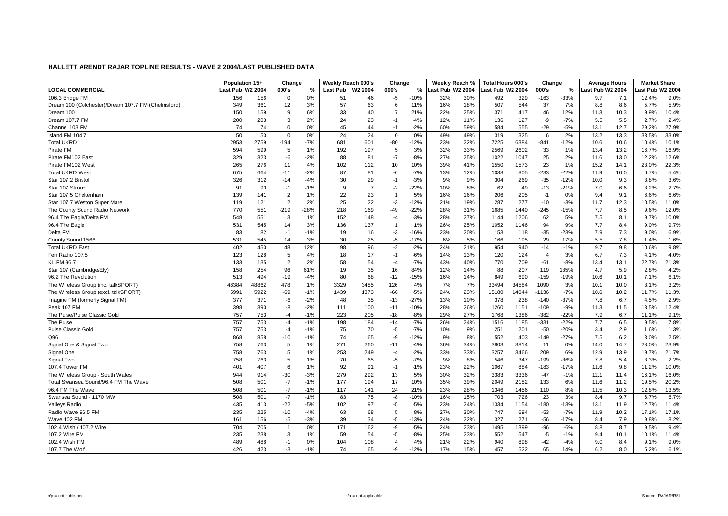# HALLETT ARENDT RAJAR TOPLINE RESULTS - WAVE 2 2004/LAST PUBLISHED DATA

| | Population 15+ | | Change | | Weekly Reach 000's | | Change | | Weekly Reach % | | Total Hours 000's | | Change | | Average Hours | | Market Share | |
|---|---|---|---|---|---|---|---|---|---|---|---|---|---|---|---|---|---|---|
| **LOCAL COMMERCIAL** | Last Pub | W2 2004 | 000's | % | Last Pub | W2 2004 | 000's | % | Last Pub | W2 2004 | Last Pub | W2 2004 | 000's | % | Last Pub | W2 2004 | Last Pub | W2 2004 |
| 106.3 Bridge FM | 156 | 156 | 0 | 0% | 51 | 46 | -5 | -10% | 32% | 30% | 492 | 329 | -163 | -33% | 9.7 | 7.1 | 12.4% | 9.0% |
| Dream 100 (Colchester)/Dream 107.7 FM (Chelmsford) | 349 | 361 | 12 | 3% | 57 | 63 | 6 | 11% | 16% | 18% | 507 | 544 | 37 | 7% | 8.8 | 8.6 | 5.7% | 5.9% |
| Dream 100 | 150 | 159 | 9 | 6% | 33 | 40 | 7 | 21% | 22% | 25% | 371 | 417 | 46 | 12% | 11.3 | 10.3 | 9.9% | 10.4% |
| Dream 107.7 FM | 200 | 203 | 3 | 2% | 24 | 23 | -1 | -4% | 12% | 11% | 136 | 127 | -9 | -7% | 5.5 | 5.5 | 2.7% | 2.4% |
| Channel 103 FM | 74 | 74 | 0 | 0% | 45 | 44 | -1 | -2% | 60% | 59% | 584 | 555 | -29 | -5% | 13.1 | 12.7 | 29.2% | 27.9% |
| Island FM 104.7 | 50 | 50 | 0 | 0% | 24 | 24 | 0 | 0% | 49% | 49% | 319 | 325 | 6 | 2% | 13.2 | 13.3 | 33.5% | 33.0% |
| Total UKRD | 2953 | 2759 | -194 | -7% | 681 | 601 | -80 | -12% | 23% | 22% | 7225 | 6384 | -841 | -12% | 10.6 | 10.6 | 10.4% | 10.1% |
| Pirate FM | 594 | 599 | 5 | 1% | 192 | 197 | 5 | 3% | 32% | 33% | 2569 | 2602 | 33 | 1% | 13.4 | 13.2 | 16.7% | 16.9% |
| Pirate FM102 East | 329 | 323 | -6 | -2% | 88 | 81 | -7 | -8% | 27% | 25% | 1022 | 1047 | 25 | 2% | 11.6 | 13.0 | 12.2% | 12.6% |
| Pirate FM102 West | 265 | 276 | 11 | 4% | 102 | 112 | 10 | 10% | 39% | 41% | 1550 | 1573 | 23 | 1% | 15.2 | 14.1 | 23.0% | 22.3% |
| Total UKRD West | 675 | 664 | -11 | -2% | 87 | 81 | -6 | -7% | 13% | 12% | 1038 | 805 | -233 | -22% | 11.9 | 10.0 | 6.7% | 5.4% |
| Star 107.2 Bristol | 326 | 312 | -14 | -4% | 30 | 29 | -1 | -3% | 9% | 9% | 304 | 269 | -35 | -12% | 10.0 | 9.3 | 3.8% | 3.6% |
| Star 107 Stroud | 91 | 90 | -1 | -1% | 9 | 7 | -2 | -22% | 10% | 8% | 62 | 49 | -13 | -21% | 7.0 | 6.6 | 3.2% | 2.7% |
| Star 107.5 Cheltenham | 139 | 141 | 2 | 1% | 22 | 23 | 1 | 5% | 16% | 16% | 206 | 205 | -1 | 0% | 9.4 | 9.1 | 6.6% | 6.6% |
| Star 107.7 Weston Super Mare | 119 | 121 | 2 | 2% | 25 | 22 | -3 | -12% | 21% | 19% | 287 | 277 | -10 | -3% | 11.7 | 12.3 | 10.5% | 11.0% |
| The County Sound Radio Network | 770 | 551 | -219 | -28% | 218 | 169 | -49 | -22% | 28% | 31% | 1685 | 1440 | -245 | -15% | 7.7 | 8.5 | 9.6% | 12.0% |
| 96.4 The Eagle/Delta FM | 548 | 551 | 3 | 1% | 152 | 148 | -4 | -3% | 28% | 27% | 1144 | 1206 | 62 | 5% | 7.5 | 8.1 | 9.7% | 10.0% |
| 96.4 The Eagle | 531 | 545 | 14 | 3% | 136 | 137 | 1 | 1% | 26% | 25% | 1052 | 1146 | 94 | 9% | 7.7 | 8.4 | 9.0% | 9.7% |
| Delta FM | 83 | 82 | -1 | -1% | 19 | 16 | -3 | -16% | 23% | 20% | 153 | 118 | -35 | -23% | 7.9 | 7.3 | 9.0% | 6.9% |
| County Sound 1566 | 531 | 545 | 14 | 3% | 30 | 25 | -5 | -17% | 6% | 5% | 166 | 195 | 29 | 17% | 5.5 | 7.8 | 1.4% | 1.6% |
| Total UKRD East | 402 | 450 | 48 | 12% | 98 | 96 | -2 | -2% | 24% | 21% | 954 | 940 | -14 | -1% | 9.7 | 9.8 | 10.6% | 9.8% |
| Fen Radio 107.5 | 123 | 128 | 5 | 4% | 18 | 17 | -1 | -6% | 14% | 13% | 120 | 124 | 4 | 3% | 6.7 | 7.3 | 4.1% | 4.0% |
| KL.FM 96.7 | 133 | 135 | 2 | 2% | 58 | 54 | -4 | -7% | 43% | 40% | 770 | 709 | -61 | -8% | 13.4 | 13.1 | 22.7% | 21.3% |
| Star 107 (Cambridge/Ely) | 158 | 254 | 96 | 61% | 19 | 35 | 16 | 84% | 12% | 14% | 88 | 207 | 119 | 135% | 4.7 | 5.9 | 2.8% | 4.2% |
| 96.2 The Revolution | 513 | 494 | -19 | -4% | 80 | 68 | -12 | -15% | 16% | 14% | 849 | 690 | -159 | -19% | 10.6 | 10.1 | 7.1% | 6.1% |
| The Wireless Group (inc. talkSPORT) | 48384 | 48862 | 478 | 1% | 3329 | 3455 | 126 | 4% | 7% | 7% | 33494 | 34584 | 1090 | 3% | 10.1 | 10.0 | 3.1% | 3.2% |
| The Wireless Group (excl. talkSPORT) | 5991 | 5922 | -69 | -1% | 1439 | 1373 | -66 | -5% | 24% | 23% | 15180 | 14044 | -1136 | -7% | 10.6 | 10.2 | 11.7% | 11.3% |
| Imagine FM (formerly Signal FM) | 377 | 371 | -6 | -2% | 48 | 35 | -13 | -27% | 13% | 10% | 378 | 238 | -140 | -37% | 7.8 | 6.7 | 4.5% | 2.9% |
| Peak 107 FM | 398 | 390 | -8 | -2% | 111 | 100 | -11 | -10% | 28% | 26% | 1260 | 1151 | -109 | -9% | 11.3 | 11.5 | 13.5% | 12.4% |
| The Pulse/Pulse Classic Gold | 757 | 753 | -4 | -1% | 223 | 205 | -18 | -8% | 29% | 27% | 1768 | 1386 | -382 | -22% | 7.9 | 6.7 | 11.1% | 9.1% |
| The Pulse | 757 | 753 | -4 | -1% | 198 | 184 | -14 | -7% | 26% | 24% | 1516 | 1185 | -331 | -22% | 7.7 | 6.5 | 9.5% | 7.8% |
| Pulse Classic Gold | 757 | 753 | -4 | -1% | 75 | 70 | -5 | -7% | 10% | 9% | 251 | 201 | -50 | -20% | 3.4 | 2.9 | 1.6% | 1.3% |
| Q96 | 868 | 858 | -10 | -1% | 74 | 65 | -9 | -12% | 9% | 8% | 552 | 403 | -149 | -27% | 7.5 | 6.2 | 3.0% | 2.5% |
| Signal One & Signal Two | 758 | 763 | 5 | 1% | 271 | 260 | -11 | -4% | 36% | 34% | 3803 | 3814 | 11 | 0% | 14.0 | 14.7 | 23.0% | 23.9% |
| Signal One | 758 | 763 | 5 | 1% | 253 | 249 | -4 | -2% | 33% | 33% | 3257 | 3466 | 209 | 6% | 12.9 | 13.9 | 19.7% | 21.7% |
| Signal Two | 758 | 763 | 5 | 1% | 70 | 65 | -5 | -7% | 9% | 8% | 546 | 347 | -199 | -36% | 7.8 | 5.4 | 3.3% | 2.2% |
| 107.4 Tower FM | 401 | 407 | 6 | 1% | 92 | 91 | -1 | -1% | 23% | 22% | 1067 | 884 | -183 | -17% | 11.6 | 9.8 | 11.2% | 10.0% |
| The Wireless Group - South Wales | 944 | 914 | -30 | -3% | 279 | 292 | 13 | 5% | 30% | 32% | 3383 | 3336 | -47 | -1% | 12.1 | 11.4 | 16.1% | 16.0% |
| Total Swansea Sound/96.4 FM The Wave | 508 | 501 | -7 | -1% | 177 | 194 | 17 | 10% | 35% | 39% | 2049 | 2182 | 133 | 6% | 11.6 | 11.2 | 19.5% | 20.2% |
| 96.4 FM The Wave | 508 | 501 | -7 | -1% | 117 | 141 | 24 | 21% | 23% | 28% | 1346 | 1456 | 110 | 8% | 11.5 | 10.3 | 12.8% | 13.5% |
| Swansea Sound - 1170 MW | 508 | 501 | -7 | -1% | 83 | 75 | -8 | -10% | 16% | 15% | 703 | 726 | 23 | 3% | 8.4 | 9.7 | 6.7% | 6.7% |
| Valleys Radio | 435 | 413 | -22 | -5% | 102 | 97 | -5 | -5% | 23% | 24% | 1334 | 1154 | -180 | -13% | 13.1 | 11.9 | 12.7% | 11.4% |
| Radio Wave 96.5 FM | 235 | 225 | -10 | -4% | 63 | 68 | 5 | 8% | 27% | 30% | 747 | 694 | -53 | -7% | 11.9 | 10.2 | 17.1% | 17.1% |
| Wave 102 FM | 161 | 156 | -5 | -3% | 39 | 34 | -5 | -13% | 24% | 22% | 327 | 271 | -56 | -17% | 8.4 | 7.9 | 9.8% | 8.2% |
| 102.4 Wish / 107.2 Wire | 704 | 705 | 1 | 0% | 171 | 162 | -9 | -5% | 24% | 23% | 1495 | 1399 | -96 | -6% | 8.8 | 8.7 | 9.5% | 9.4% |
| 107.2 Wire FM | 235 | 238 | 3 | 1% | 59 | 54 | -5 | -8% | 25% | 23% | 552 | 547 | -5 | -1% | 9.4 | 10.1 | 10.1% | 11.4% |
| 102.4 Wish FM | 489 | 488 | -1 | 0% | 104 | 108 | 4 | 4% | 21% | 22% | 940 | 898 | -42 | -4% | 9.0 | 8.4 | 9.1% | 9.0% |
| 107.7 The Wolf | 426 | 423 | -3 | -1% | 74 | 65 | -9 | -12% | 17% | 15% | 457 | 522 | 65 | 14% | 6.2 | 8.0 | 5.2% | 6.1% |

n/p = not published

n/a = not applicable

Source: RAJAR/RSL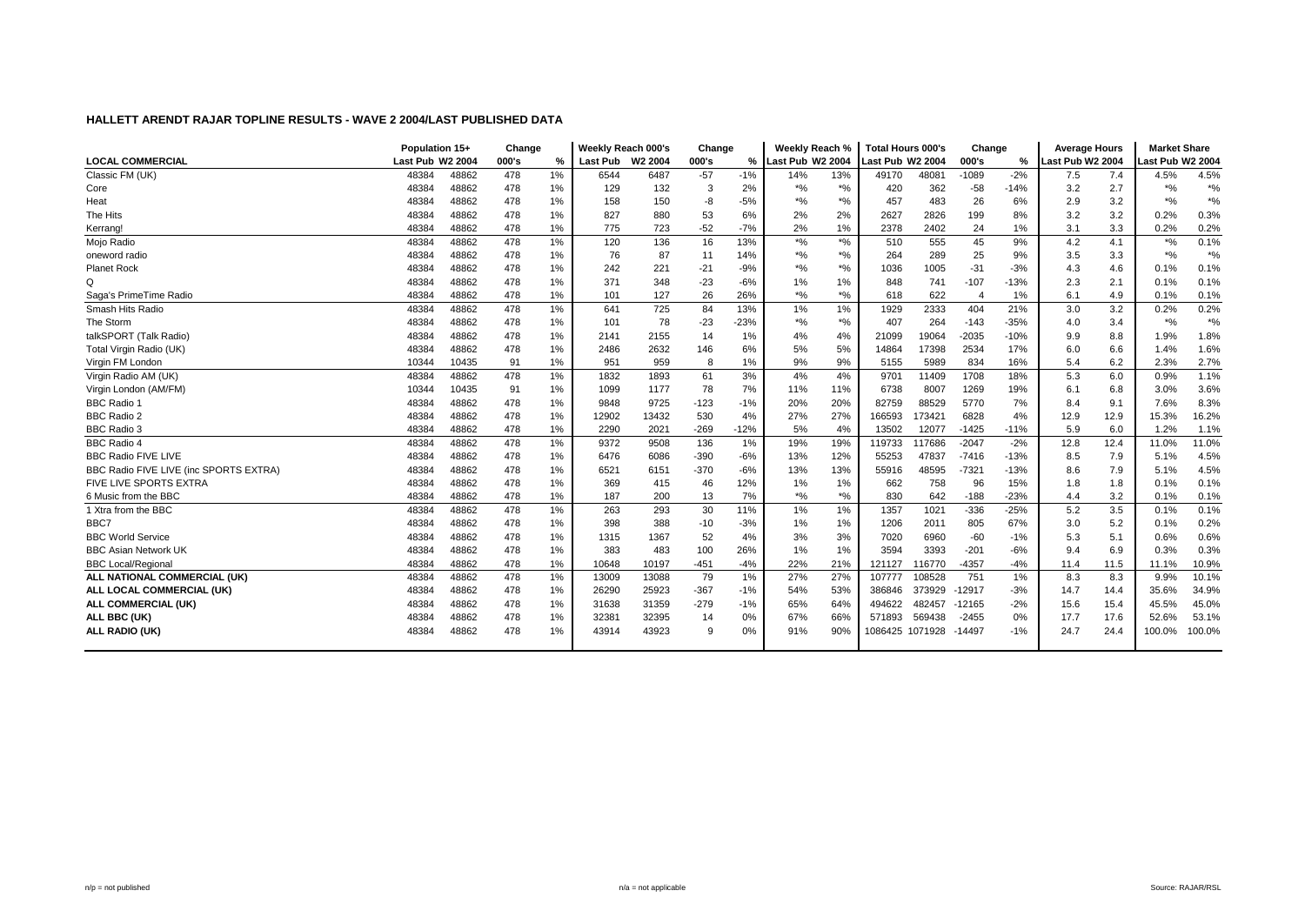## HALLETT ARENDT RAJAR TOPLINE RESULTS - WAVE 2 2004/LAST PUBLISHED DATA

| | Population 15+ | | Change | | Weekly Reach 000's | | Change | | Weekly Reach % | | Total Hours 000's | | Change | | Average Hours | | Market Share | |
|---|---|---|---|---|---|---|---|---|---|---|---|---|---|---|---|---|---|---|
| LOCAL COMMERCIAL | Last Pub | W2 2004 | 000's | % | Last Pub | W2 2004 | 000's | % | Last Pub | W2 2004 | Last Pub | W2 2004 | 000's | % | Last Pub | W2 2004 | Last Pub | W2 2004 |
| Classic FM (UK) | 48384 | 48862 | 478 | 1% | 6544 | 6487 | -57 | -1% | 14% | 13% | 49170 | 48081 | -1089 | -2% | 7.5 | 7.4 | 4.5% | 4.5% |
| Core | 48384 | 48862 | 478 | 1% | 129 | 132 | 3 | 2% | *% | *% | 420 | 362 | -58 | -14% | 3.2 | 2.7 | *% | *% |
| Heat | 48384 | 48862 | 478 | 1% | 158 | 150 | -8 | -5% | *% | *% | 457 | 483 | 26 | 6% | 2.9 | 3.2 | *% | *% |
| The Hits | 48384 | 48862 | 478 | 1% | 827 | 880 | 53 | 6% | 2% | 2% | 2627 | 2826 | 199 | 8% | 3.2 | 3.2 | 0.2% | 0.3% |
| Kerrang! | 48384 | 48862 | 478 | 1% | 775 | 723 | -52 | -7% | 2% | 1% | 2378 | 2402 | 24 | 1% | 3.1 | 3.3 | 0.2% | 0.2% |
| Mojo Radio | 48384 | 48862 | 478 | 1% | 120 | 136 | 16 | 13% | *% | *% | 510 | 555 | 45 | 9% | 4.2 | 4.1 | *% | 0.1% |
| oneword radio | 48384 | 48862 | 478 | 1% | 76 | 87 | 11 | 14% | *% | *% | 264 | 289 | 25 | 9% | 3.5 | 3.3 | *% | *% |
| Planet Rock | 48384 | 48862 | 478 | 1% | 242 | 221 | -21 | -9% | *% | *% | 1036 | 1005 | -31 | -3% | 4.3 | 4.6 | 0.1% | 0.1% |
| Q | 48384 | 48862 | 478 | 1% | 371 | 348 | -23 | -6% | 1% | 1% | 848 | 741 | -107 | -13% | 2.3 | 2.1 | 0.1% | 0.1% |
| Saga's PrimeTime Radio | 48384 | 48862 | 478 | 1% | 101 | 127 | 26 | 26% | *% | *% | 618 | 622 | 4 | 1% | 6.1 | 4.9 | 0.1% | 0.1% |
| Smash Hits Radio | 48384 | 48862 | 478 | 1% | 641 | 725 | 84 | 13% | 1% | 1% | 1929 | 2333 | 404 | 21% | 3.0 | 3.2 | 0.2% | 0.2% |
| The Storm | 48384 | 48862 | 478 | 1% | 101 | 78 | -23 | -23% | *% | *% | 407 | 264 | -143 | -35% | 4.0 | 3.4 | *% | *% |
| talkSPORT (Talk Radio) | 48384 | 48862 | 478 | 1% | 2141 | 2155 | 14 | 1% | 4% | 4% | 21099 | 19064 | -2035 | -10% | 9.9 | 8.8 | 1.9% | 1.8% |
| Total Virgin Radio (UK) | 48384 | 48862 | 478 | 1% | 2486 | 2632 | 146 | 6% | 5% | 5% | 14864 | 17398 | 2534 | 17% | 6.0 | 6.6 | 1.4% | 1.6% |
| Virgin FM London | 10344 | 10435 | 91 | 1% | 951 | 959 | 8 | 1% | 9% | 9% | 5155 | 5989 | 834 | 16% | 5.4 | 6.2 | 2.3% | 2.7% |
| Virgin Radio AM (UK) | 48384 | 48862 | 478 | 1% | 1832 | 1893 | 61 | 3% | 4% | 4% | 9701 | 11409 | 1708 | 18% | 5.3 | 6.0 | 0.9% | 1.1% |
| Virgin London (AM/FM) | 10344 | 10435 | 91 | 1% | 1099 | 1177 | 78 | 7% | 11% | 11% | 6738 | 8007 | 1269 | 19% | 6.1 | 6.8 | 3.0% | 3.6% |
| BBC Radio 1 | 48384 | 48862 | 478 | 1% | 9848 | 9725 | -123 | -1% | 20% | 20% | 82759 | 88529 | 5770 | 7% | 8.4 | 9.1 | 7.6% | 8.3% |
| BBC Radio 2 | 48384 | 48862 | 478 | 1% | 12902 | 13432 | 530 | 4% | 27% | 27% | 166593 | 173421 | 6828 | 4% | 12.9 | 12.9 | 15.3% | 16.2% |
| BBC Radio 3 | 48384 | 48862 | 478 | 1% | 2290 | 2021 | -269 | -12% | 5% | 4% | 13502 | 12077 | -1425 | -11% | 5.9 | 6.0 | 1.2% | 1.1% |
| BBC Radio 4 | 48384 | 48862 | 478 | 1% | 9372 | 9508 | 136 | 1% | 19% | 19% | 119733 | 117686 | -2047 | -2% | 12.8 | 12.4 | 11.0% | 11.0% |
| BBC Radio FIVE LIVE | 48384 | 48862 | 478 | 1% | 6476 | 6086 | -390 | -6% | 13% | 12% | 55253 | 47837 | -7416 | -13% | 8.5 | 7.9 | 5.1% | 4.5% |
| BBC Radio FIVE LIVE (inc SPORTS EXTRA) | 48384 | 48862 | 478 | 1% | 6521 | 6151 | -370 | -6% | 13% | 13% | 55916 | 48595 | -7321 | -13% | 8.6 | 7.9 | 5.1% | 4.5% |
| FIVE LIVE SPORTS EXTRA | 48384 | 48862 | 478 | 1% | 369 | 415 | 46 | 12% | 1% | 1% | 662 | 758 | 96 | 15% | 1.8 | 1.8 | 0.1% | 0.1% |
| 6 Music from the BBC | 48384 | 48862 | 478 | 1% | 187 | 200 | 13 | 7% | *% | *% | 830 | 642 | -188 | -23% | 4.4 | 3.2 | 0.1% | 0.1% |
| 1 Xtra from the BBC | 48384 | 48862 | 478 | 1% | 263 | 293 | 30 | 11% | 1% | 1% | 1357 | 1021 | -336 | -25% | 5.2 | 3.5 | 0.1% | 0.1% |
| BBC7 | 48384 | 48862 | 478 | 1% | 398 | 388 | -10 | -3% | 1% | 1% | 1206 | 2011 | 805 | 67% | 3.0 | 5.2 | 0.1% | 0.2% |
| BBC World Service | 48384 | 48862 | 478 | 1% | 1315 | 1367 | 52 | 4% | 3% | 3% | 7020 | 6960 | -60 | -1% | 5.3 | 5.1 | 0.6% | 0.6% |
| BBC Asian Network UK | 48384 | 48862 | 478 | 1% | 383 | 483 | 100 | 26% | 1% | 1% | 3594 | 3393 | -201 | -6% | 9.4 | 6.9 | 0.3% | 0.3% |
| BBC Local/Regional | 48384 | 48862 | 478 | 1% | 10648 | 10197 | -451 | -4% | 22% | 21% | 121127 | 116770 | -4357 | -4% | 11.4 | 11.5 | 11.1% | 10.9% |
| **ALL NATIONAL COMMERCIAL (UK)** | 48384 | 48862 | 478 | 1% | 13009 | 13088 | 79 | 1% | 27% | 27% | 107777 | 108528 | 751 | 1% | 8.3 | 8.3 | 9.9% | 10.1% |
| **ALL LOCAL COMMERCIAL (UK)** | 48384 | 48862 | 478 | 1% | 26290 | 25923 | -367 | -1% | 54% | 53% | 386846 | 373929 | -12917 | -3% | 14.7 | 14.4 | 35.6% | 34.9% |
| **ALL COMMERCIAL (UK)** | 48384 | 48862 | 478 | 1% | 31638 | 31359 | -279 | -1% | 65% | 64% | 494622 | 482457 | -12165 | -2% | 15.6 | 15.4 | 45.5% | 45.0% |
| **ALL BBC (UK)** | 48384 | 48862 | 478 | 1% | 32381 | 32395 | 14 | 0% | 67% | 66% | 571893 | 569438 | -2455 | 0% | 17.7 | 17.6 | 52.6% | 53.1% |
| **ALL RADIO (UK)** | 48384 | 48862 | 478 | 1% | 43914 | 43923 | 9 | 0% | 91% | 90% | 1086425 | 1071928 | -14497 | -1% | 24.7 | 24.4 | 100.0% | 100.0% |

n/p = not published

n/a = not applicable

Source: RAJAR/RSL